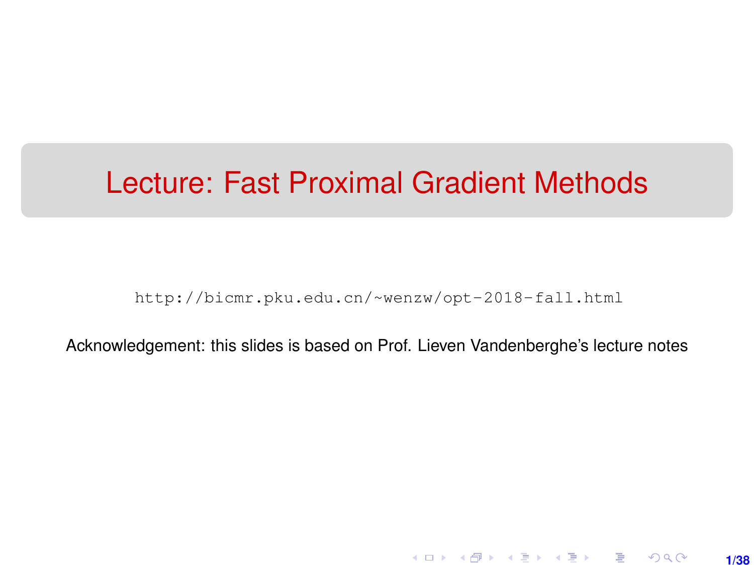# Lecture: Fast Proximal Gradient Methods

`http://bicmr.pku.edu.cn/~wenzw/opt-2018-fall.html`

Acknowledgement: this slides is based on Prof. Lieven Vandenberghe's lecture notes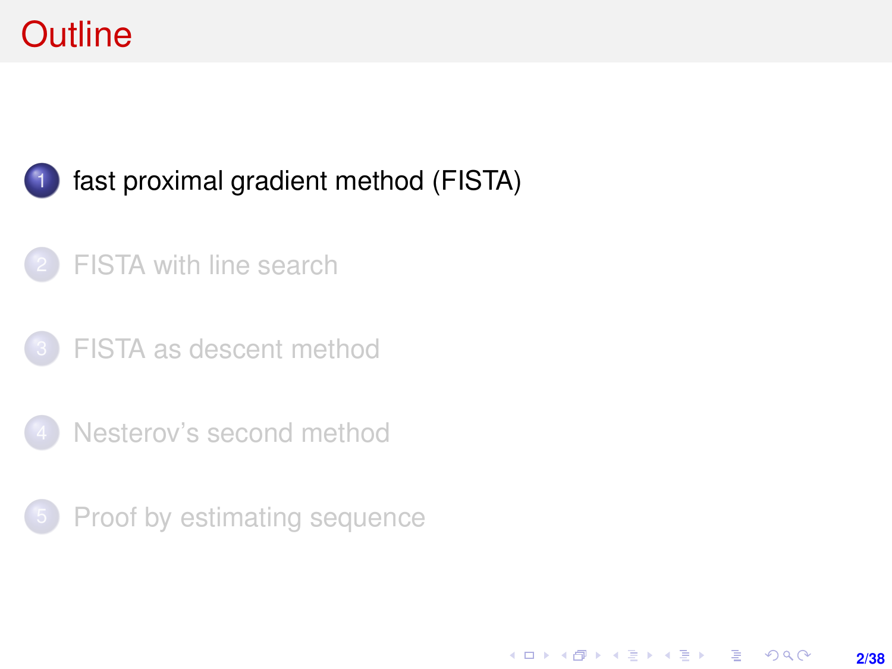# Outline

1. fast proximal gradient method (FISTA)
2. FISTA with line search
3. FISTA as descent method
4. Nesterov's second method
5. Proof by estimating sequence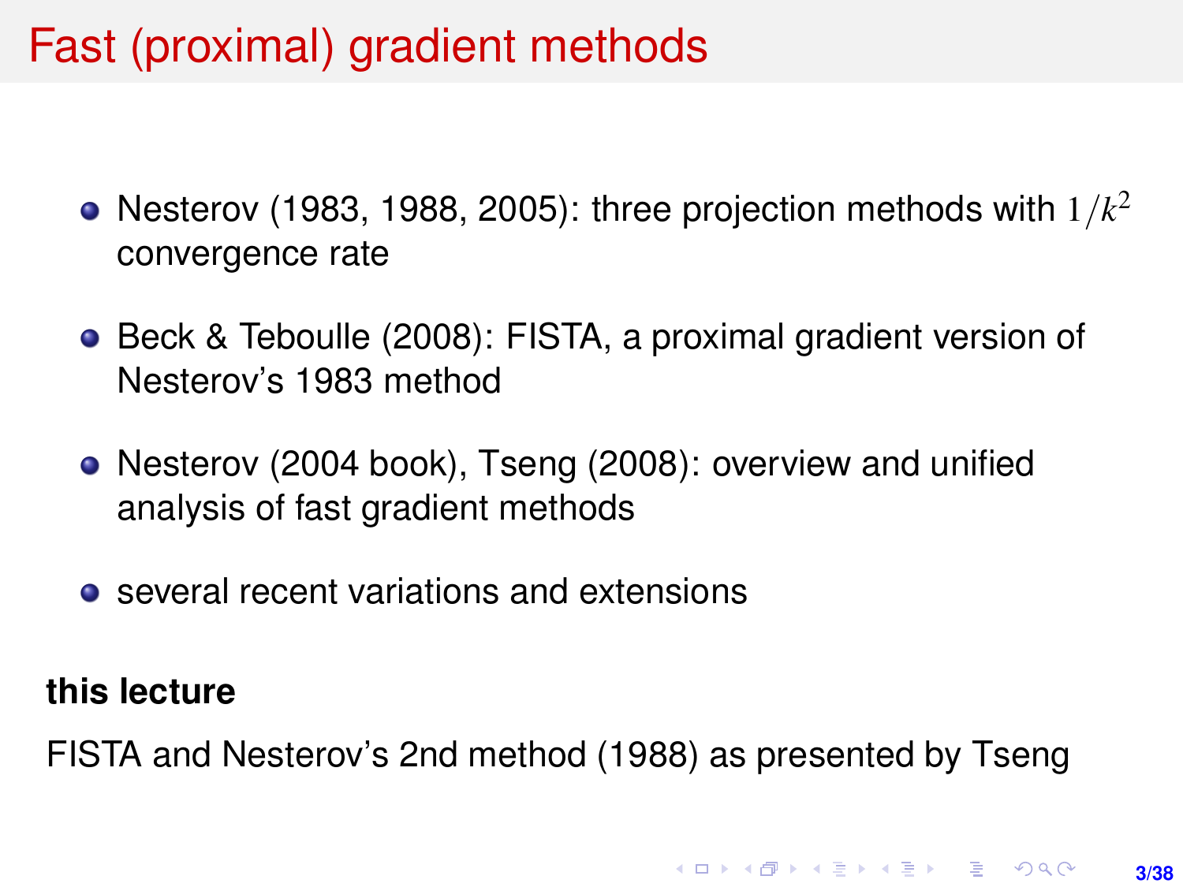# Fast (proximal) gradient methods

- Nesterov (1983, 1988, 2005): three projection methods with $1/k^2$ convergence rate
- Beck & Teboulle (2008): FISTA, a proximal gradient version of Nesterov's 1983 method
- Nesterov (2004 book), Tseng (2008): overview and unified analysis of fast gradient methods
- several recent variations and extensions

**this lecture**

FISTA and Nesterov's 2nd method (1988) as presented by Tseng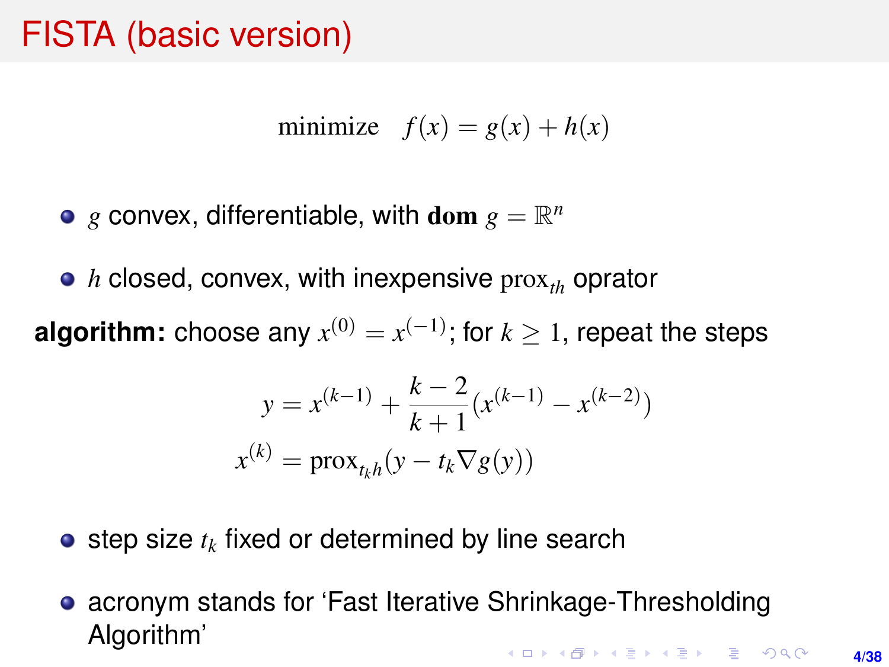# FISTA (basic version)

$$\text{minimize} \quad f(x) = g(x) + h(x)$$

- $g$ convex, differentiable, with $\mathbf{dom}\ g = \mathbb{R}^n$
- $h$ closed, convex, with inexpensive $\text{prox}_{th}$ oprator

**algorithm:** choose any $x^{(0)} = x^{(-1)}$; for $k \geq 1$, repeat the steps

$$y = x^{(k-1)} + \frac{k-2}{k+1}(x^{(k-1)} - x^{(k-2)})$$

$$x^{(k)} = \text{prox}_{t_k h}(y - t_k \nabla g(y))$$

- step size $t_k$ fixed or determined by line search
- acronym stands for 'Fast Iterative Shrinkage-Thresholding Algorithm'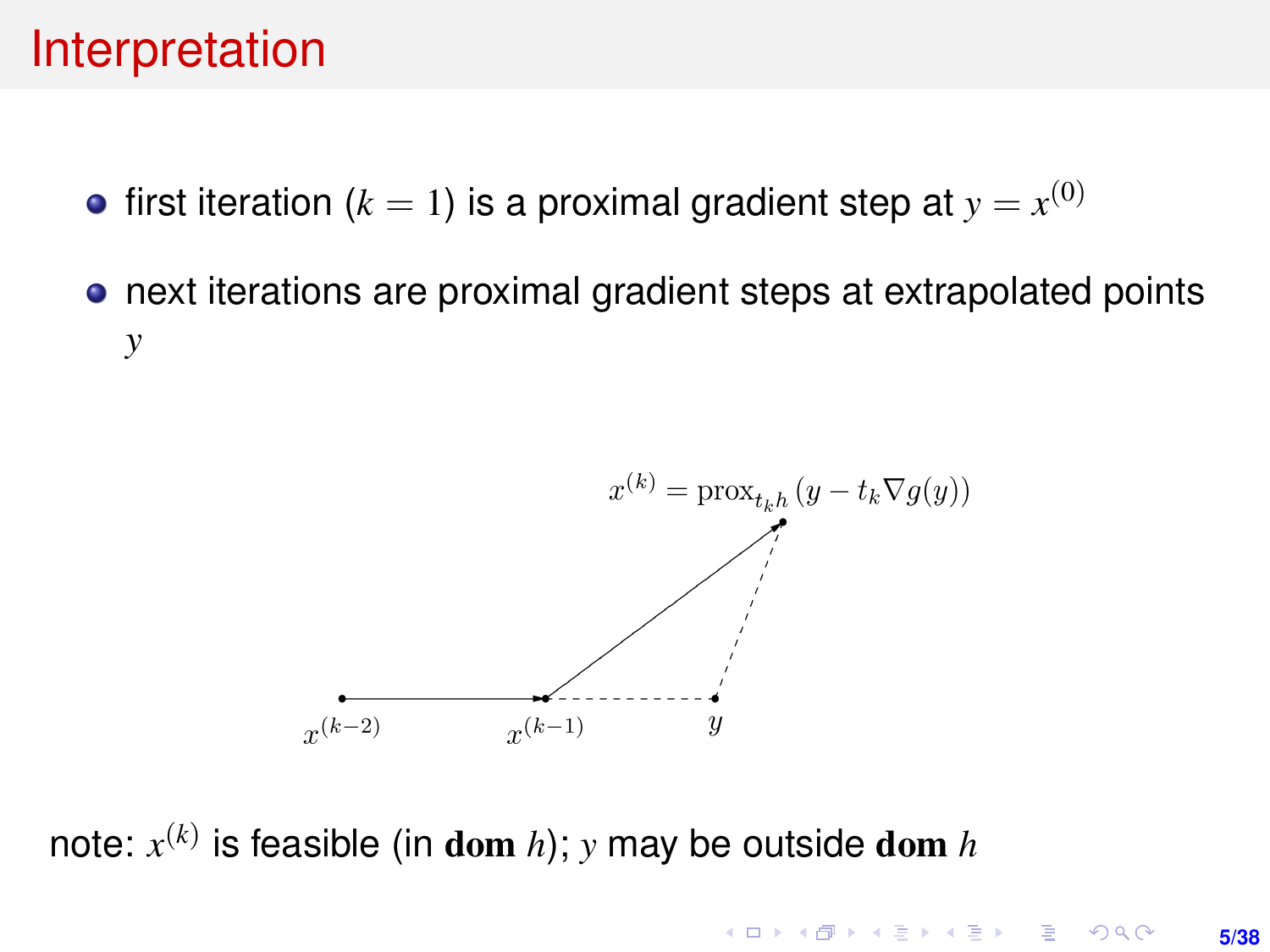# Interpretation

- first iteration ($k = 1$) is a proximal gradient step at $y = x^{(0)}$
- next iterations are proximal gradient steps at extrapolated points $y$

$x^{(k)} = \text{prox}_{t_k h}\left(y - t_k \nabla g(y)\right)$

$x^{(k-2)}$ $\quad$ $x^{(k-1)}$ $\quad$ $y$

note: $x^{(k)}$ is feasible (in $\textbf{dom}\ h$); $y$ may be outside $\textbf{dom}\ h$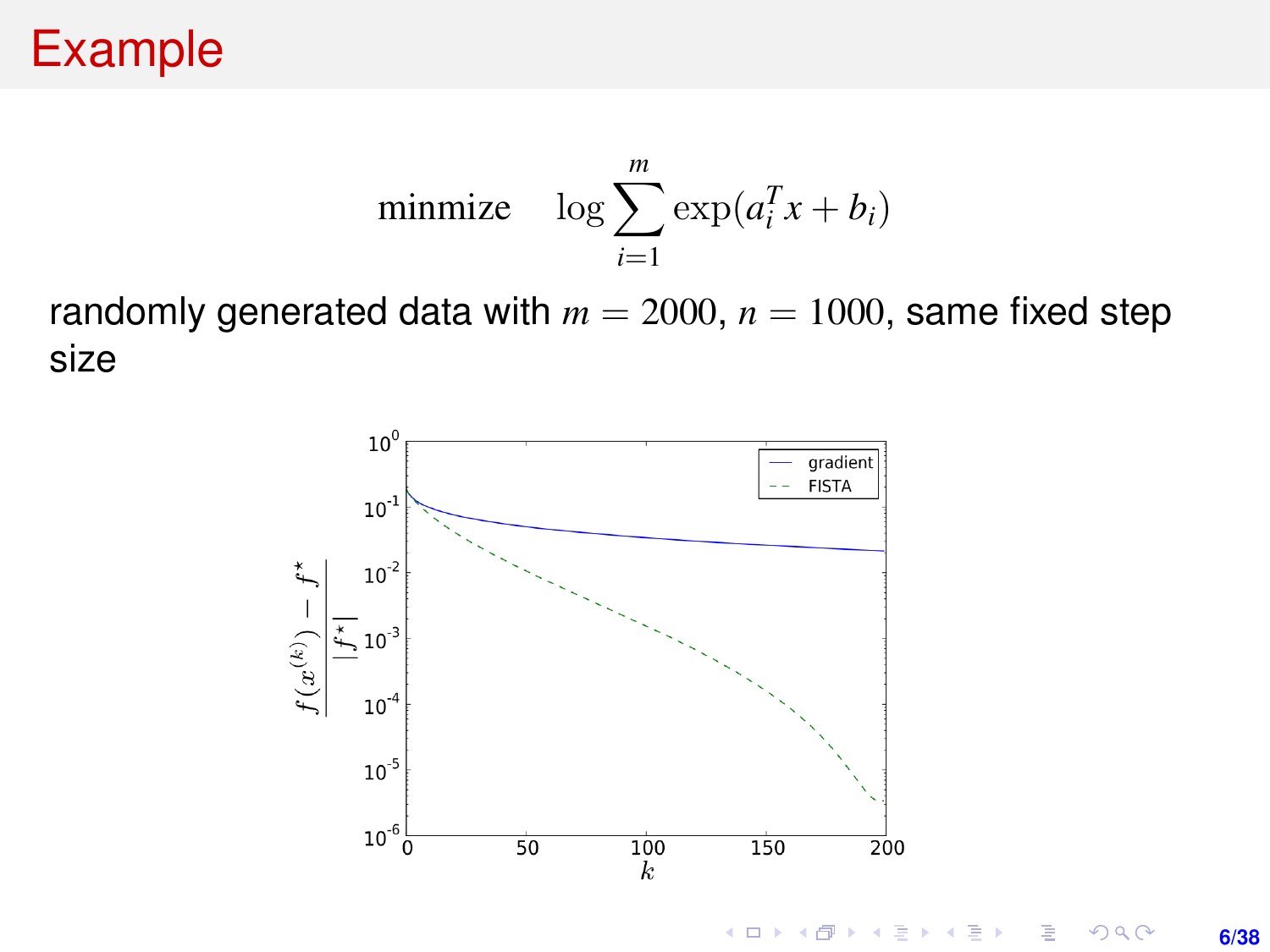# Example

$$\text{minmize} \quad \log \sum_{i=1}^{m} \exp(a_i^T x + b_i)$$

randomly generated data with $m = 2000$, $n = 1000$, same fixed step size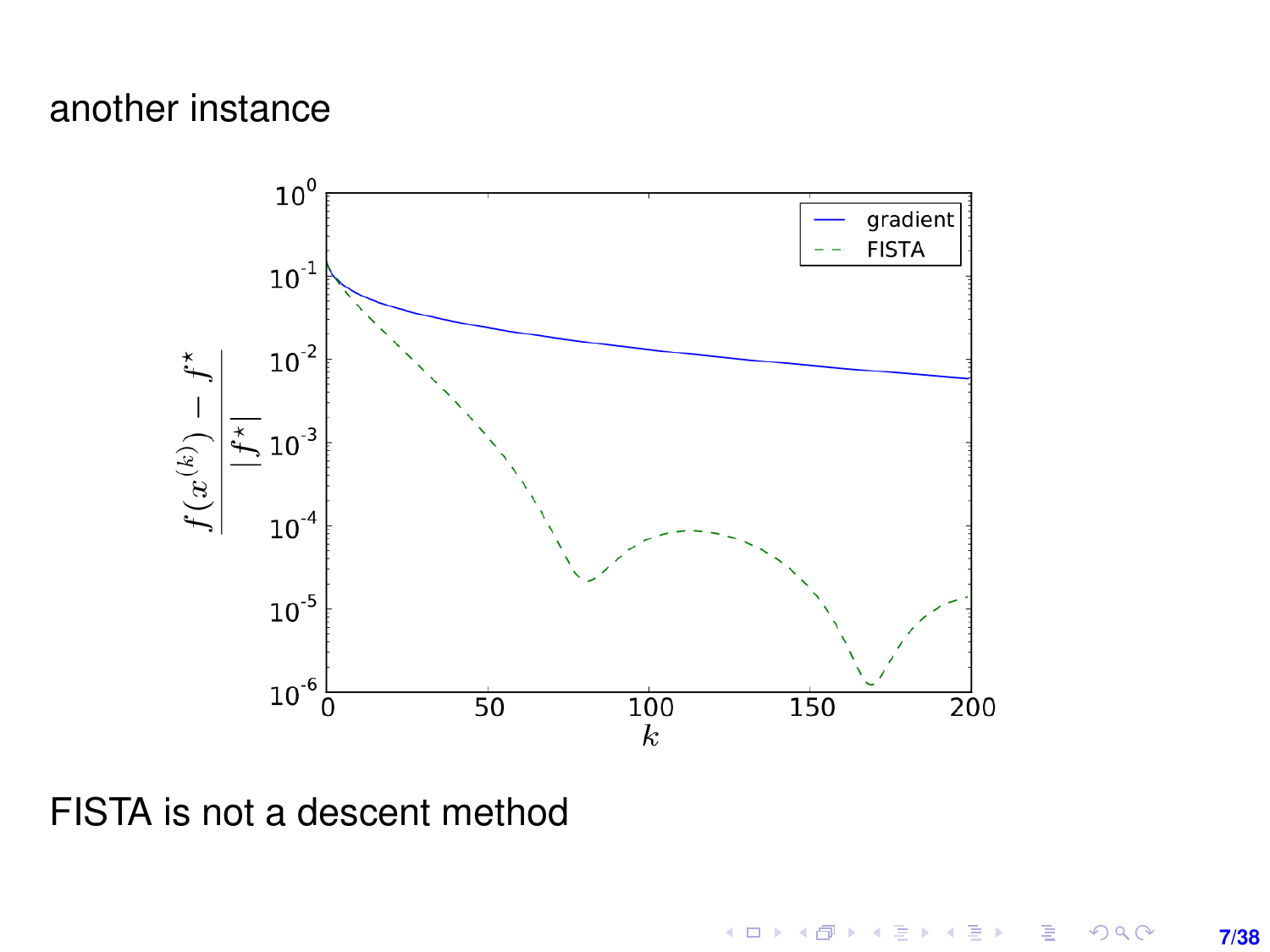another instance

FISTA is not a descent method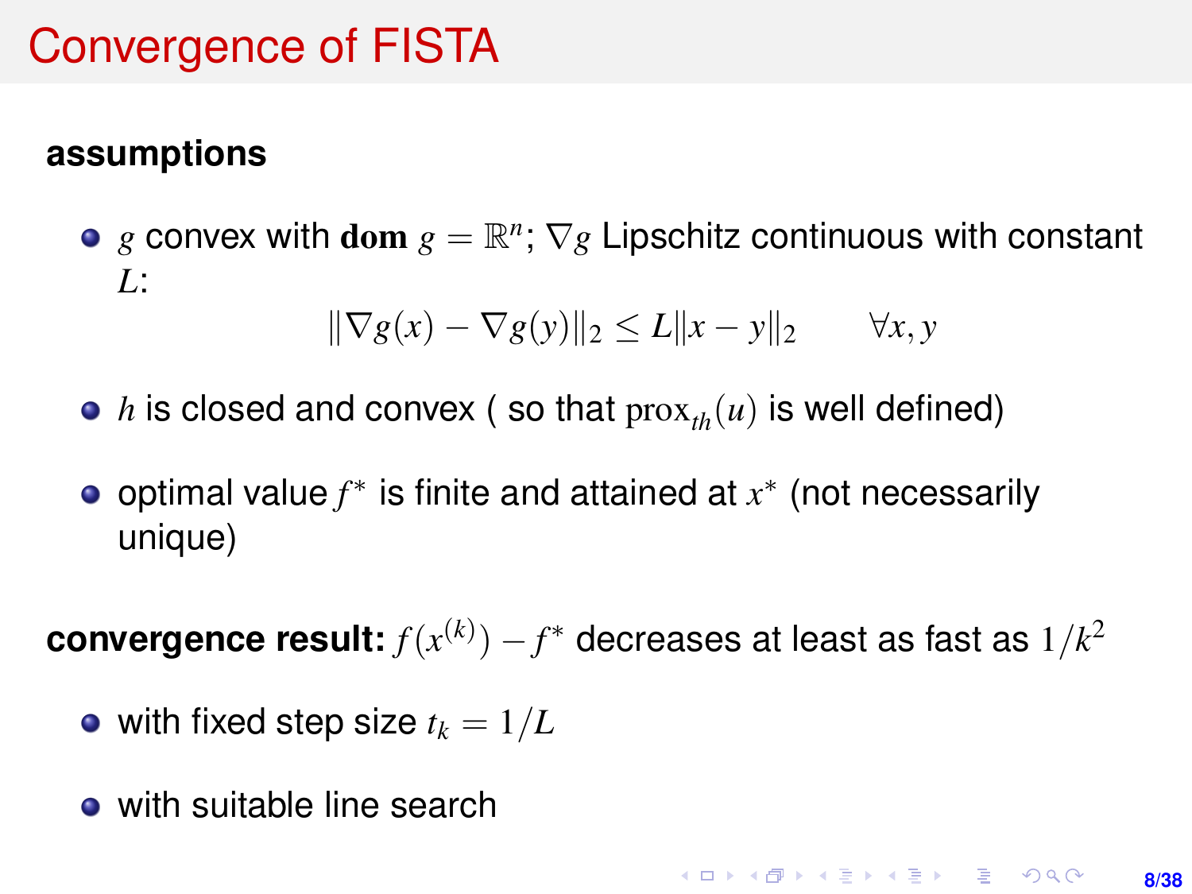# Convergence of FISTA

**assumptions**

- $g$ convex with $\mathbf{dom}\ g = \mathbb{R}^n$; $\nabla g$ Lipschitz continuous with constant $L$:

$$\|\nabla g(x) - \nabla g(y)\|_2 \leq L\|x - y\|_2 \qquad \forall x, y$$

- $h$ is closed and convex ( so that $\mathrm{prox}_{th}(u)$ is well defined)

- optimal value $f^*$ is finite and attained at $x^*$ (not necessarily unique)

**convergence result:** $f(x^{(k)}) - f^*$ decreases at least as fast as $1/k^2$

- with fixed step size $t_k = 1/L$

- with suitable line search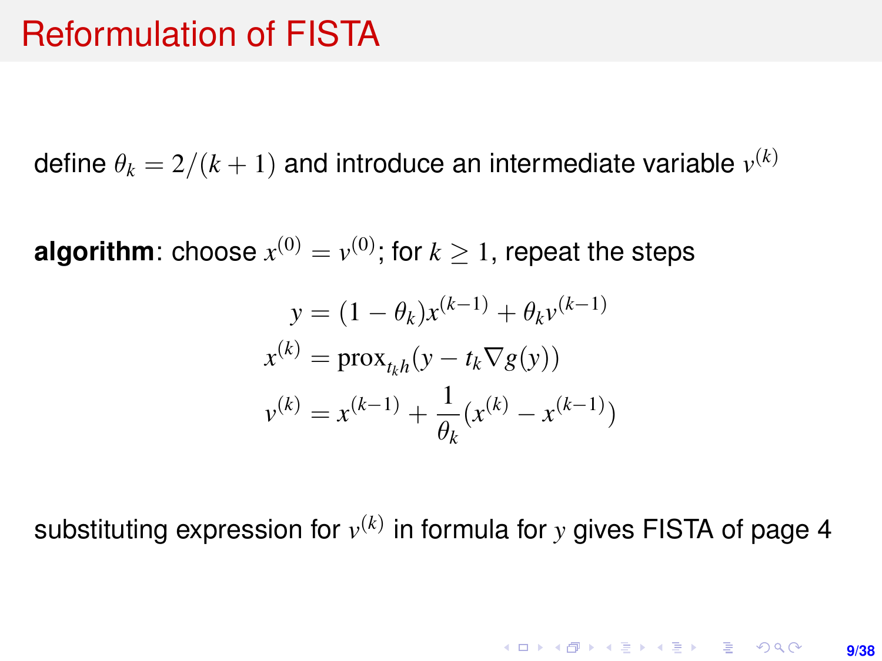# Reformulation of FISTA

define $\theta_k = 2/(k+1)$ and introduce an intermediate variable $v^{(k)}$

**algorithm**: choose $x^{(0)} = v^{(0)}$; for $k \geq 1$, repeat the steps

$$
\begin{aligned}
y &= (1-\theta_k)x^{(k-1)} + \theta_k v^{(k-1)} \\
x^{(k)} &= \operatorname{prox}_{t_k h}(y - t_k \nabla g(y)) \\
v^{(k)} &= x^{(k-1)} + \frac{1}{\theta_k}(x^{(k)} - x^{(k-1)})
\end{aligned}
$$

substituting expression for $v^{(k)}$ in formula for $y$ gives FISTA of page 4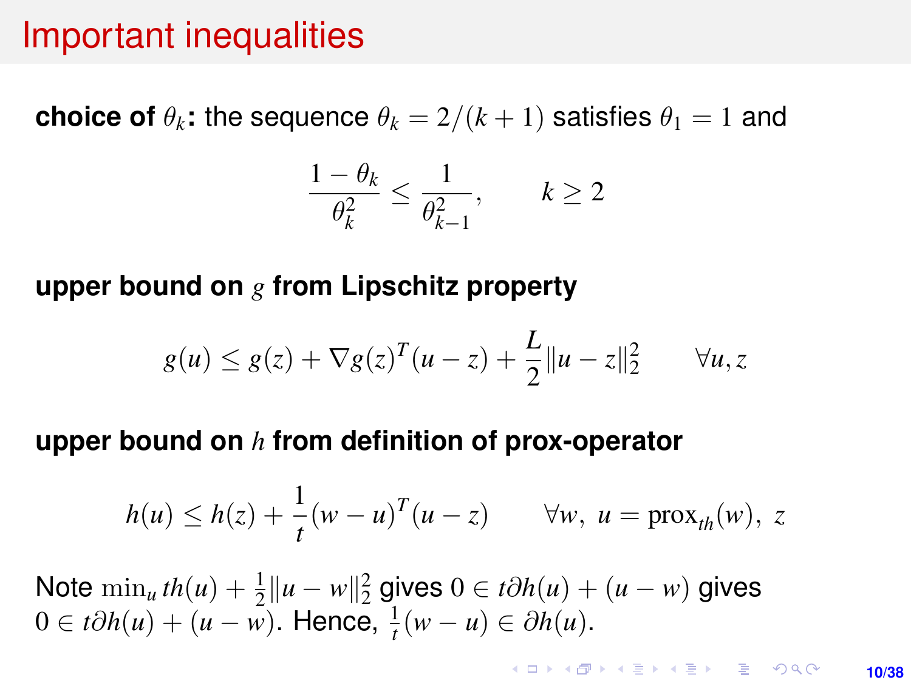# Important inequalities

**choice of $\theta_k$:** the sequence $\theta_k = 2/(k+1)$ satisfies $\theta_1 = 1$ and

$$\frac{1-\theta_k}{\theta_k^2} \le \frac{1}{\theta_{k-1}^2}, \qquad k \ge 2$$

**upper bound on $g$ from Lipschitz property**

$$g(u) \le g(z) + \nabla g(z)^T(u-z) + \frac{L}{2}\|u-z\|_2^2 \qquad \forall u, z$$

**upper bound on $h$ from definition of prox-operator**

$$h(u) \le h(z) + \frac{1}{t}(w-u)^T(u-z) \qquad \forall w,\ u = \mathrm{prox}_{th}(w),\ z$$

Note $\min_u th(u) + \frac{1}{2}\|u-w\|_2^2$ gives $0 \in t\partial h(u) + (u-w)$ gives $0 \in t\partial h(u) + (u-w)$. Hence, $\frac{1}{t}(w-u) \in \partial h(u)$.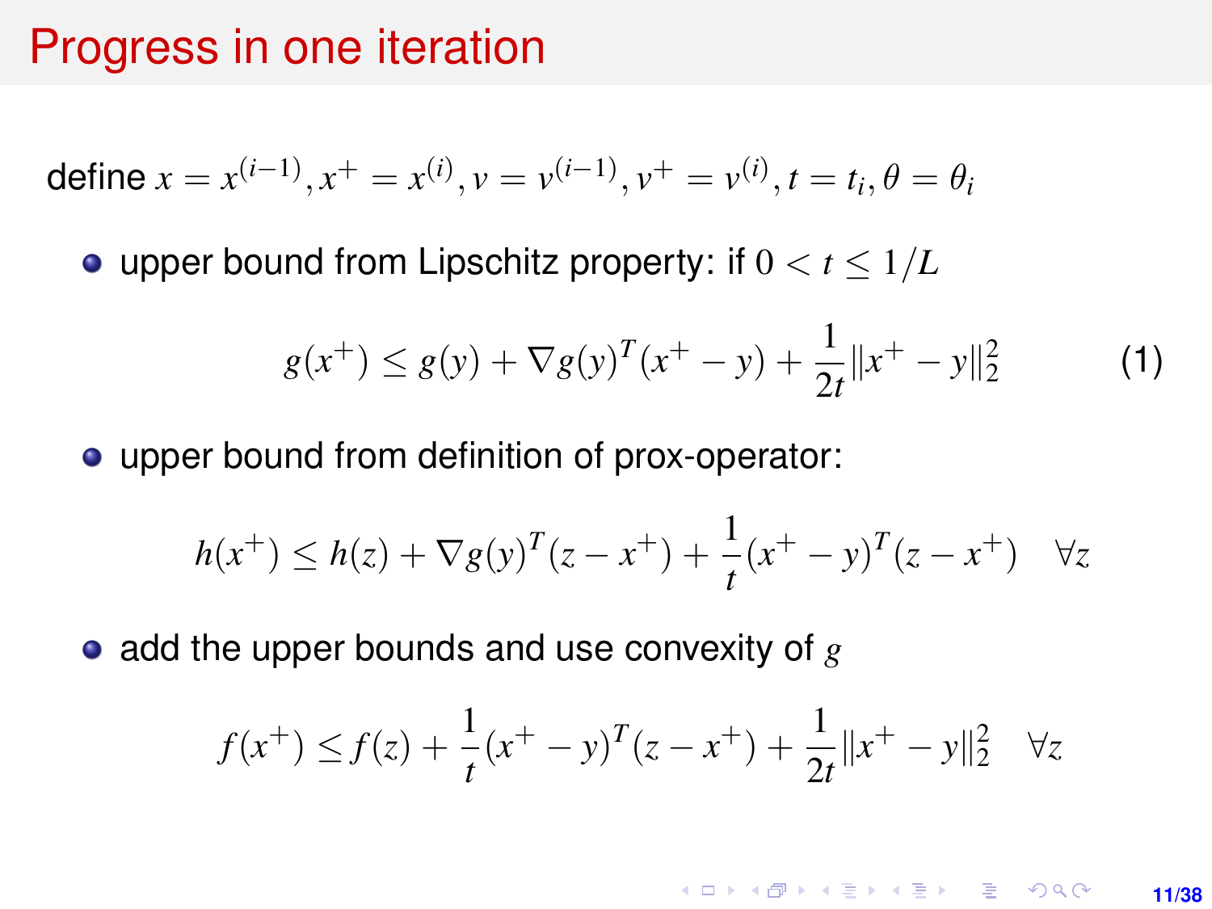# Progress in one iteration

define $x = x^{(i-1)}, x^+ = x^{(i)}, v = v^{(i-1)}, v^+ = v^{(i)}, t = t_i, \theta = \theta_i$

- upper bound from Lipschitz property: if $0 < t \leq 1/L$

$$g(x^+) \leq g(y) + \nabla g(y)^T (x^+ - y) + \frac{1}{2t} \|x^+ - y\|_2^2 \tag{1}$$

- upper bound from definition of prox-operator:

$$h(x^+) \leq h(z) + \nabla g(y)^T (z - x^+) + \frac{1}{t} (x^+ - y)^T (z - x^+) \quad \forall z$$

- add the upper bounds and use convexity of $g$

$$f(x^+) \leq f(z) + \frac{1}{t} (x^+ - y)^T (z - x^+) + \frac{1}{2t} \|x^+ - y\|_2^2 \quad \forall z$$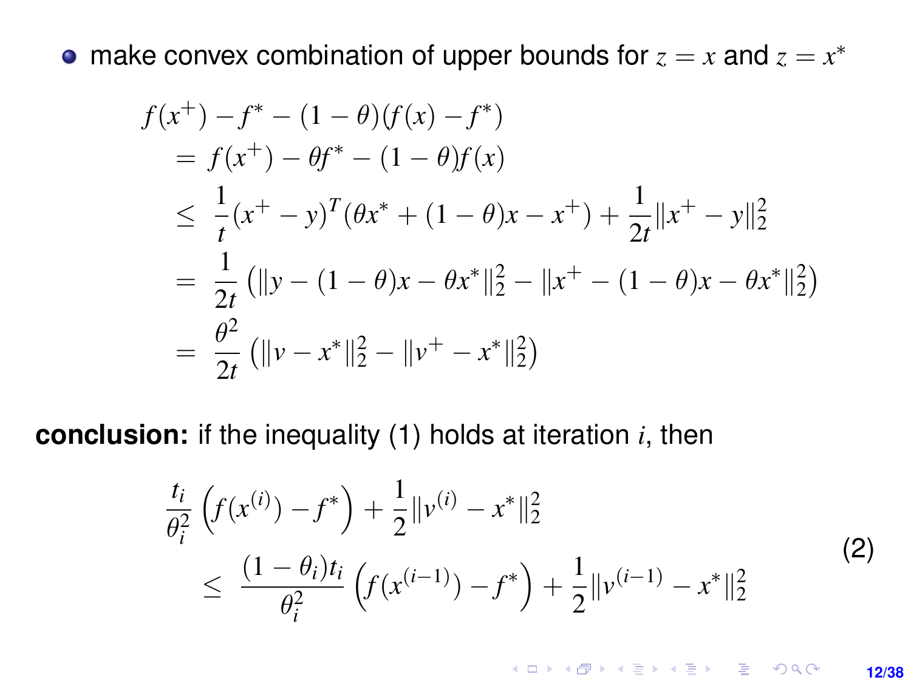- make convex combination of upper bounds for $z = x$ and $z = x^*$

$$
\begin{aligned}
f(x^+) - f^* - (1-\theta)(f(x) - f^*) &= f(x^+) - \theta f^* - (1-\theta) f(x) \\
&\le \frac{1}{t}(x^+ - y)^T(\theta x^* + (1-\theta)x - x^+) + \frac{1}{2t}\|x^+ - y\|_2^2 \\
&= \frac{1}{2t}\left(\|y - (1-\theta)x - \theta x^*\|_2^2 - \|x^+ - (1-\theta)x - \theta x^*\|_2^2\right) \\
&= \frac{\theta^2}{2t}\left(\|v - x^*\|_2^2 - \|v^+ - x^*\|_2^2\right)
\end{aligned}
$$

**conclusion:** if the inequality (1) holds at iteration $i$, then

$$
\begin{aligned}
&\frac{t_i}{\theta_i^2}\left(f(x^{(i)}) - f^*\right) + \frac{1}{2}\|v^{(i)} - x^*\|_2^2 \\
&\quad \le \frac{(1-\theta_i)t_i}{\theta_i^2}\left(f(x^{(i-1)}) - f^*\right) + \frac{1}{2}\|v^{(i-1)} - x^*\|_2^2
\end{aligned}
\tag{2}
$$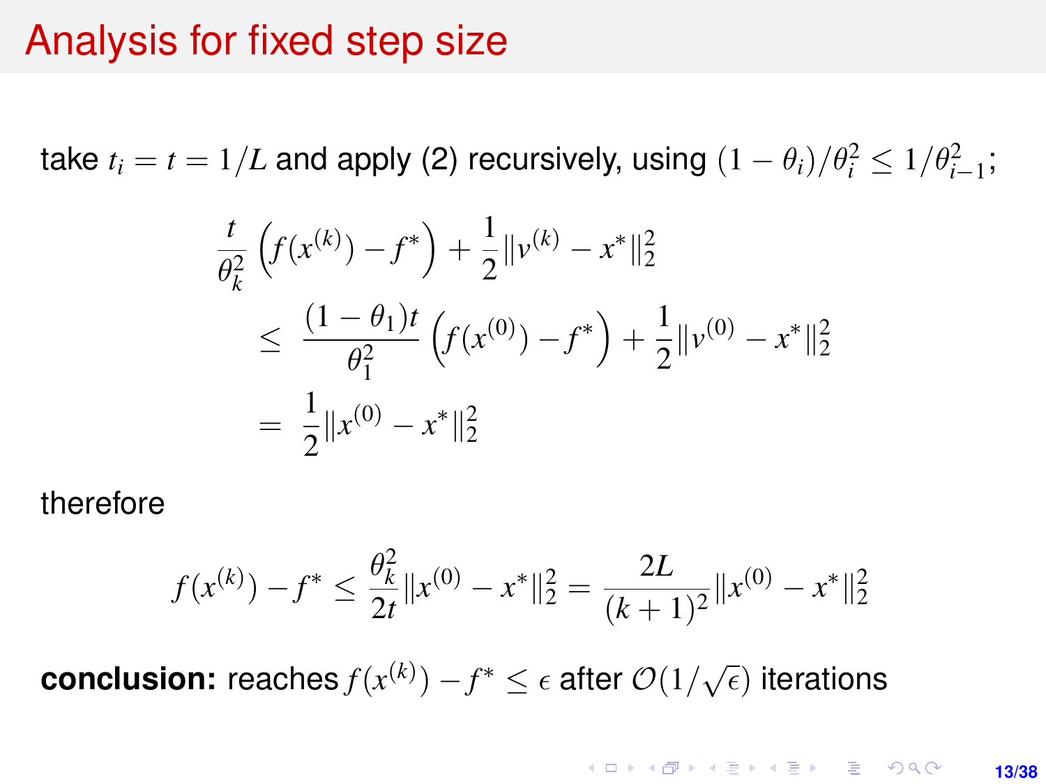# Analysis for fixed step size

take $t_i = t = 1/L$ and apply (2) recursively, using $(1-\theta_i)/\theta_i^2 \leq 1/\theta_{i-1}^2$;

$$
\begin{aligned}
\frac{t}{\theta_k^2}\left(f(x^{(k)}) - f^*\right) + \frac{1}{2}\|v^{(k)} - x^*\|_2^2
&\leq \frac{(1-\theta_1)t}{\theta_1^2}\left(f(x^{(0)}) - f^*\right) + \frac{1}{2}\|v^{(0)} - x^*\|_2^2 \\
&= \frac{1}{2}\|x^{(0)} - x^*\|_2^2
\end{aligned}
$$

therefore

$$
f(x^{(k)}) - f^* \leq \frac{\theta_k^2}{2t}\|x^{(0)} - x^*\|_2^2 = \frac{2L}{(k+1)^2}\|x^{(0)} - x^*\|_2^2
$$

**conclusion:** reaches $f(x^{(k)}) - f^* \leq \epsilon$ after $\mathcal{O}(1/\sqrt{\epsilon})$ iterations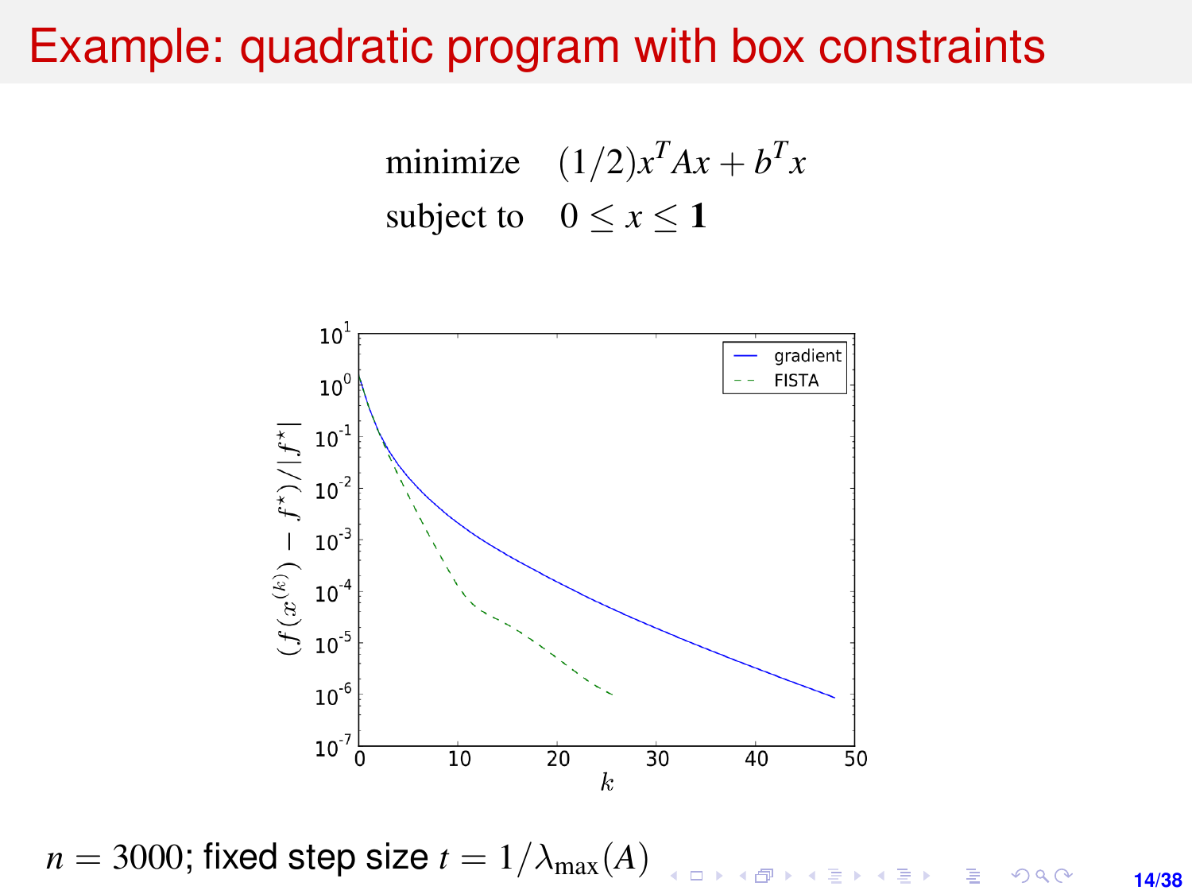# Example: quadratic program with box constraints

$$
\begin{array}{ll}
\text{minimize} & (1/2)x^T A x + b^T x \\
\text{subject to} & 0 \preceq x \preceq \mathbf{1}
\end{array}
$$

$n = 3000$; fixed step size $t = 1/\lambda_{\max}(A)$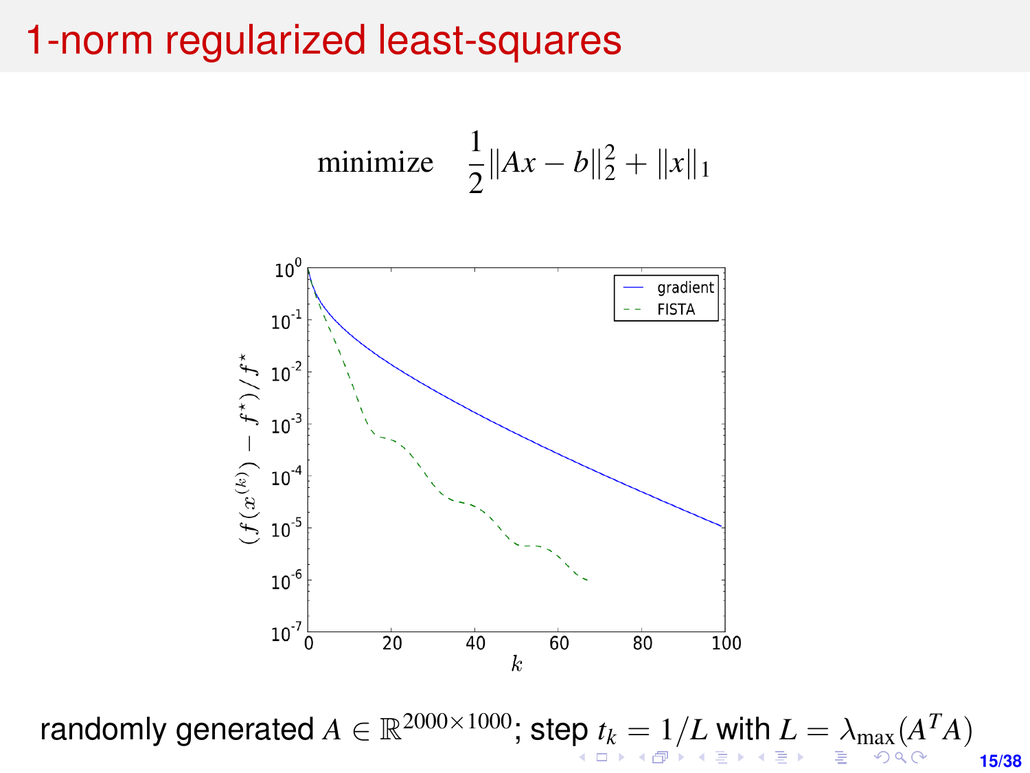# 1-norm regularized least-squares

$$\text{minimize} \quad \frac{1}{2}\|Ax - b\|_2^2 + \|x\|_1$$

randomly generated $A \in \mathbb{R}^{2000 \times 1000}$; step $t_k = 1/L$ with $L = \lambda_{\max}(A^TA)$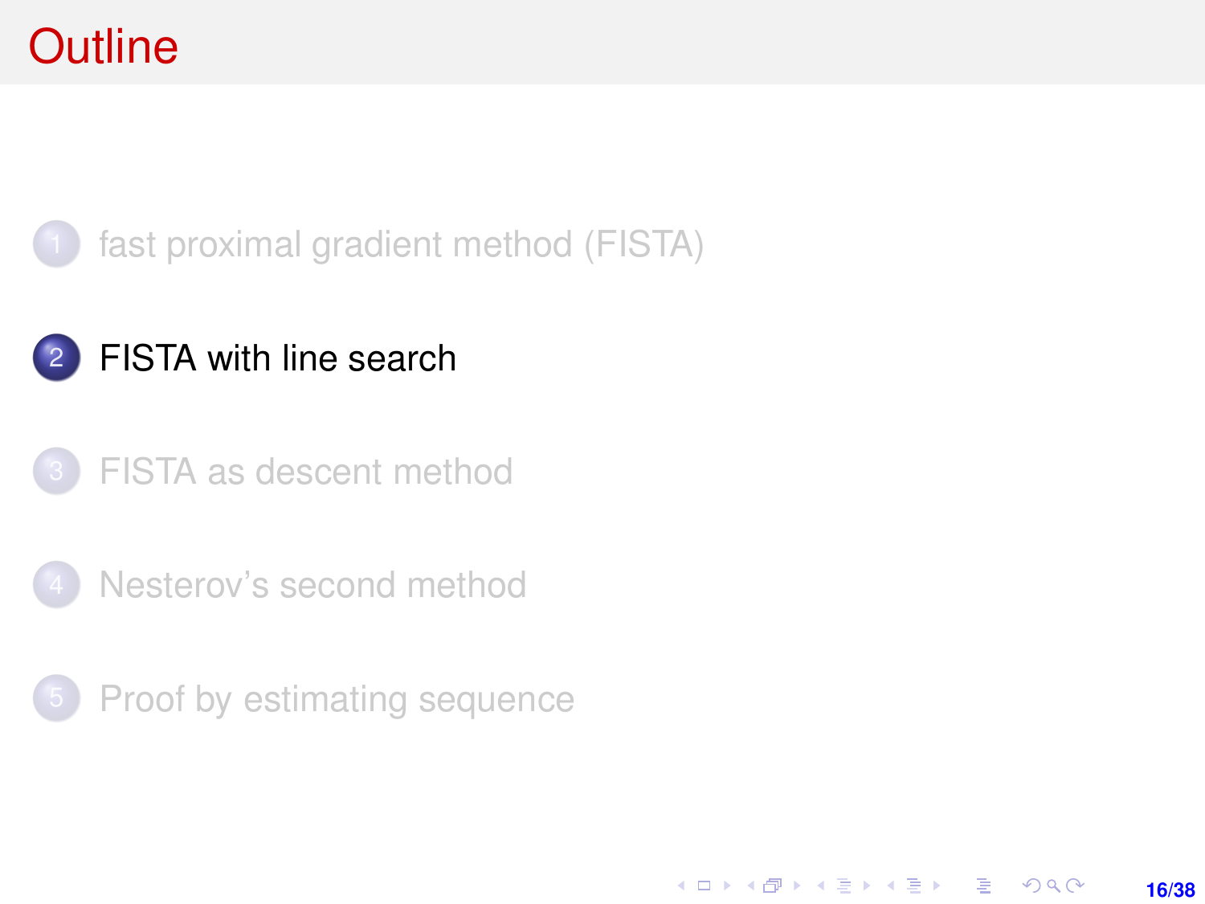# Outline

1. fast proximal gradient method (FISTA)
2. FISTA with line search
3. FISTA as descent method
4. Nesterov's second method
5. Proof by estimating sequence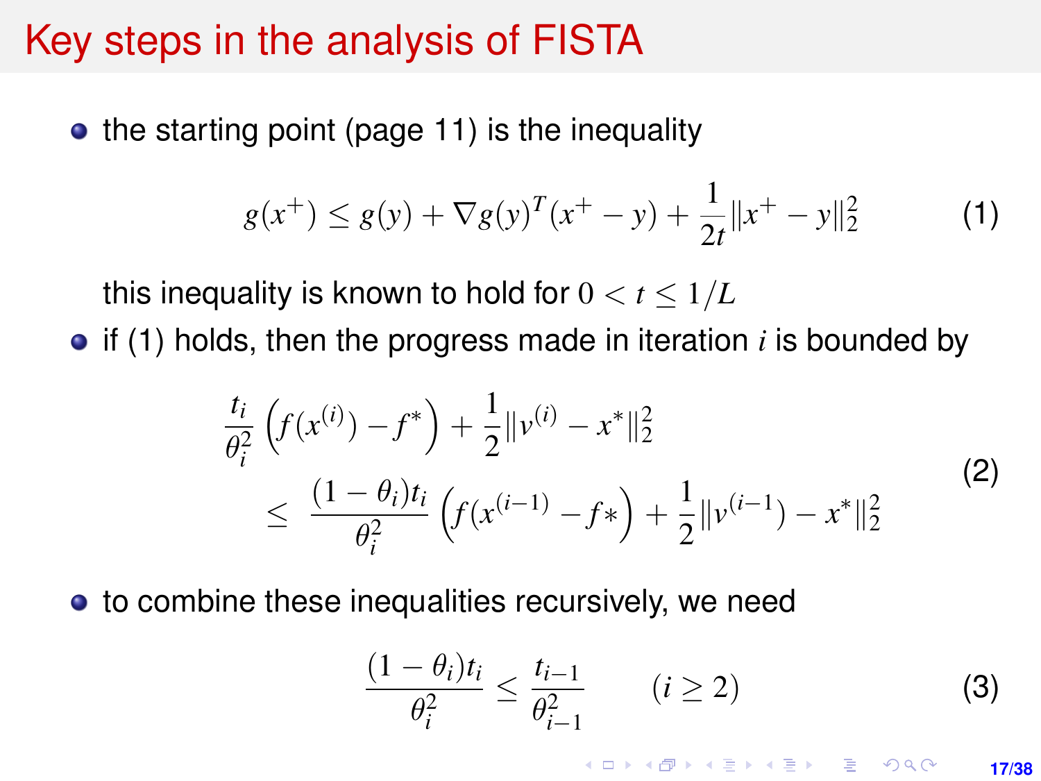# Key steps in the analysis of FISTA

- the starting point (page 11) is the inequality

$$g(x^+) \leq g(y) + \nabla g(y)^T(x^+ - y) + \frac{1}{2t}\|x^+ - y\|_2^2 \qquad (1)$$

  this inequality is known to hold for $0 < t \leq 1/L$

- if (1) holds, then the progress made in iteration $i$ is bounded by

$$\begin{aligned} &\frac{t_i}{\theta_i^2}\left(f(x^{(i)}) - f^*\right) + \frac{1}{2}\|v^{(i)} - x^*\|_2^2 \\ &\quad \leq \frac{(1-\theta_i)t_i}{\theta_i^2}\left(f(x^{(i-1)} - f*\right) + \frac{1}{2}\|v^{(i-1)}) - x^*\|_2^2 \end{aligned} \qquad (2)$$

- to combine these inequalities recursively, we need

$$\frac{(1-\theta_i)t_i}{\theta_i^2} \leq \frac{t_{i-1}}{\theta_{i-1}^2} \qquad (i \geq 2) \qquad (3)$$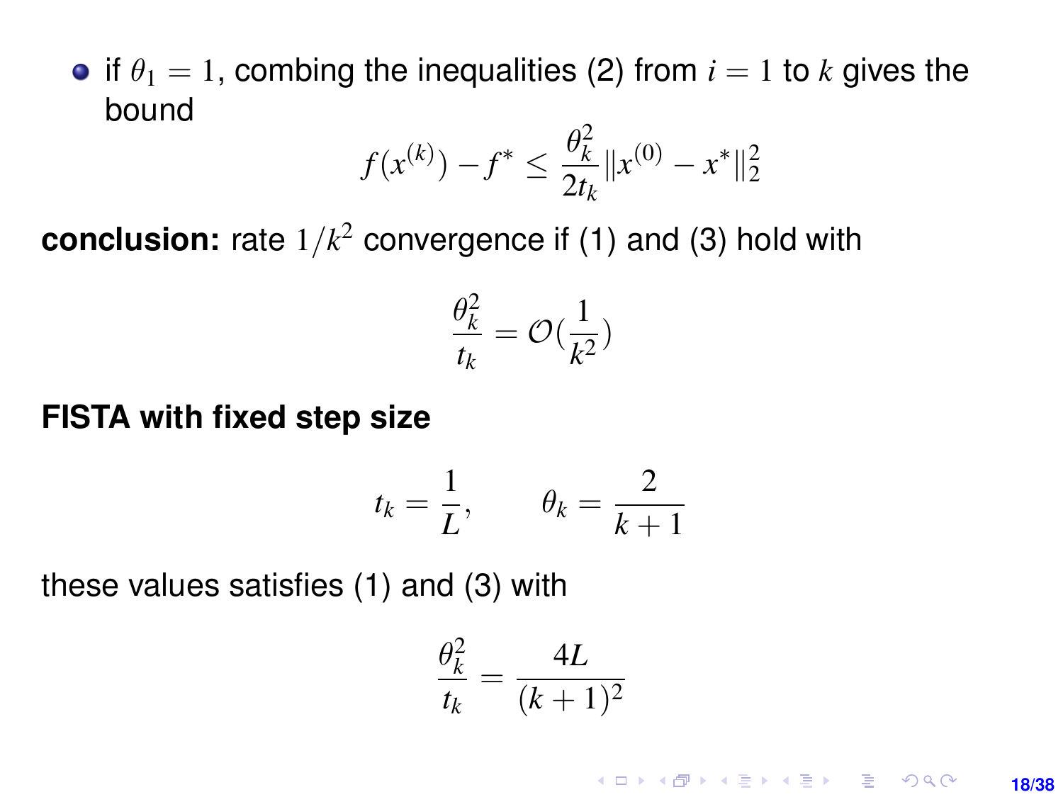- if $\theta_1 = 1$, combing the inequalities (2) from $i = 1$ to $k$ gives the bound

$$f(x^{(k)}) - f^* \leq \frac{\theta_k^2}{2t_k} \|x^{(0)} - x^*\|_2^2$$

**conclusion:** rate $1/k^2$ convergence if (1) and (3) hold with

$$\frac{\theta_k^2}{t_k} = \mathcal{O}(\frac{1}{k^2})$$

**FISTA with fixed step size**

$$t_k = \frac{1}{L}, \qquad \theta_k = \frac{2}{k+1}$$

these values satisfies (1) and (3) with

$$\frac{\theta_k^2}{t_k} = \frac{4L}{(k+1)^2}$$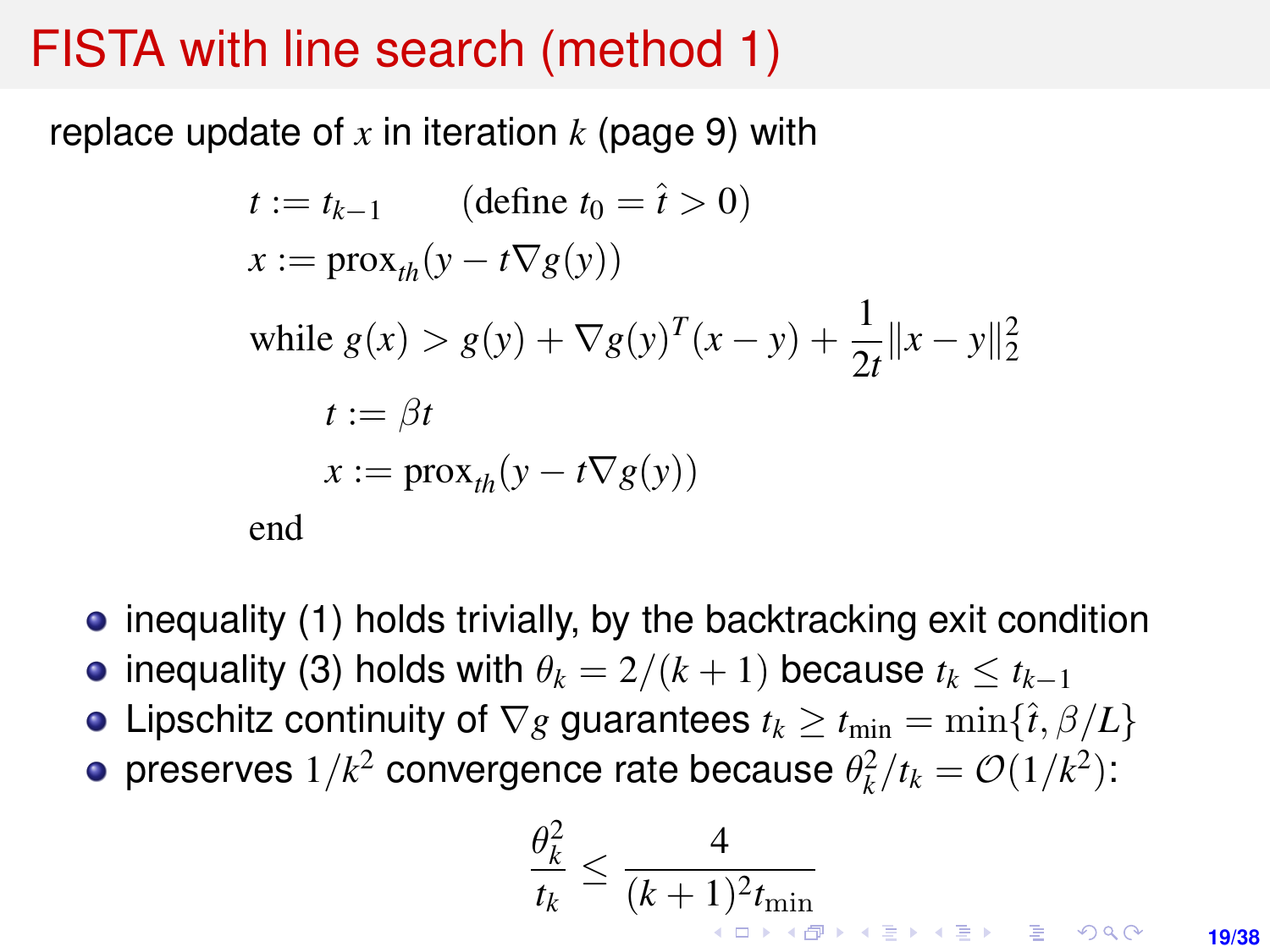# FISTA with line search (method 1)

replace update of $x$ in iteration $k$ (page 9) with

$$
\begin{aligned}
& t := t_{k-1} \qquad (\text{define } t_0 = \hat{t} > 0) \\
& x := \text{prox}_{th}(y - t\nabla g(y)) \\
& \text{while } g(x) > g(y) + \nabla g(y)^T(x - y) + \frac{1}{2t}\|x - y\|_2^2 \\
& \qquad t := \beta t \\
& \qquad x := \text{prox}_{th}(y - t\nabla g(y)) \\
& \text{end}
\end{aligned}
$$

- inequality (1) holds trivially, by the backtracking exit condition
- inequality (3) holds with $\theta_k = 2/(k+1)$ because $t_k \leq t_{k-1}$
- Lipschitz continuity of $\nabla g$ guarantees $t_k \geq t_{\min} = \min\{\hat{t}, \beta/L\}$
- preserves $1/k^2$ convergence rate because $\theta_k^2/t_k = \mathcal{O}(1/k^2)$:

$$
\frac{\theta_k^2}{t_k} \leq \frac{4}{(k+1)^2 t_{\min}}
$$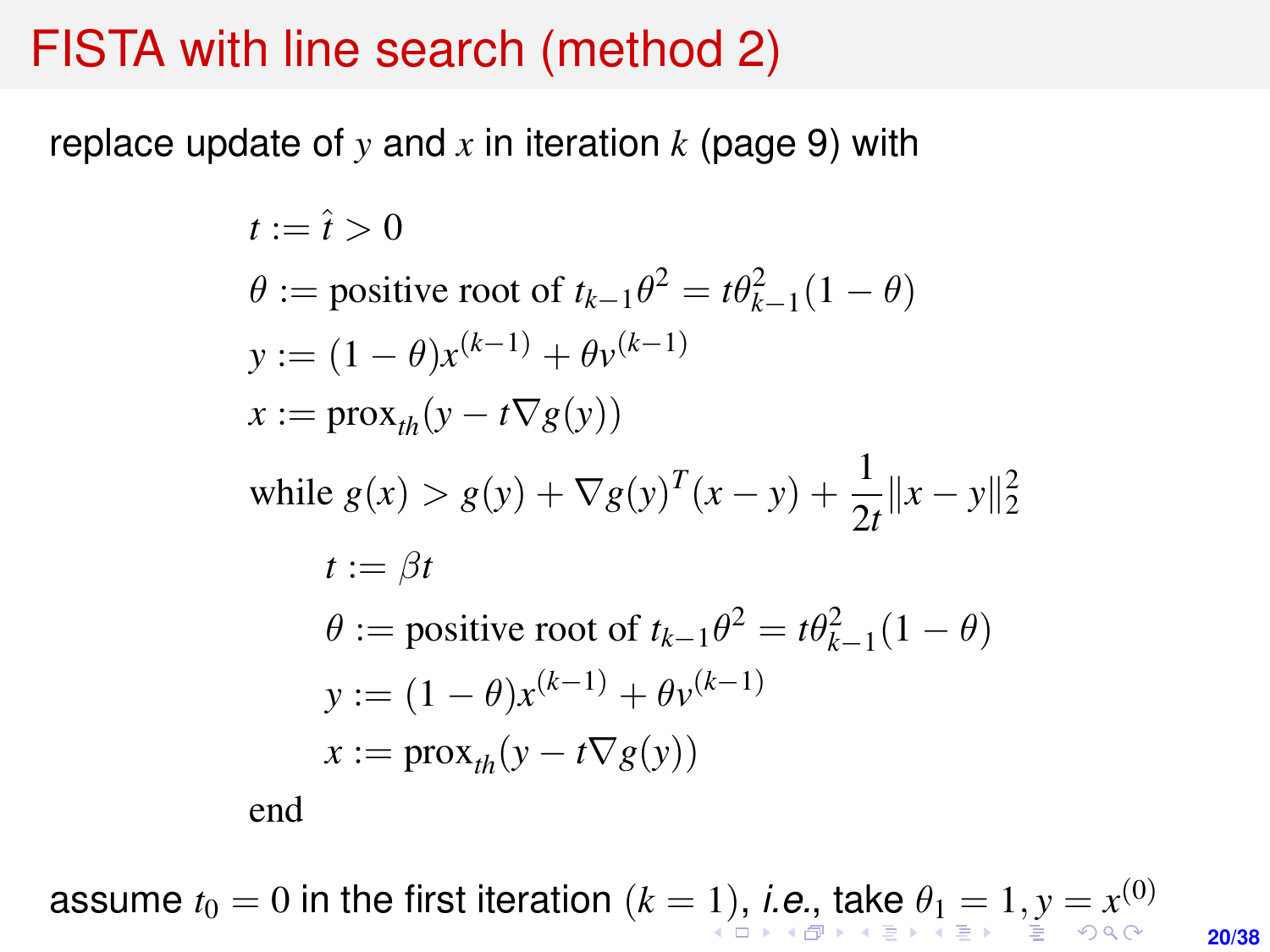# FISTA with line search (method 2)

replace update of $y$ and $x$ in iteration $k$ (page 9) with

$$
\begin{aligned}
& t := \hat{t} > 0 \\
& \theta := \text{positive root of } t_{k-1}\theta^2 = t\theta_{k-1}^2(1-\theta) \\
& y := (1-\theta)x^{(k-1)} + \theta v^{(k-1)} \\
& x := \text{prox}_{th}(y - t\nabla g(y)) \\
& \text{while } g(x) > g(y) + \nabla g(y)^T(x-y) + \frac{1}{2t}\|x-y\|_2^2 \\
& \qquad t := \beta t \\
& \qquad \theta := \text{positive root of } t_{k-1}\theta^2 = t\theta_{k-1}^2(1-\theta) \\
& \qquad y := (1-\theta)x^{(k-1)} + \theta v^{(k-1)} \\
& \qquad x := \text{prox}_{th}(y - t\nabla g(y)) \\
& \text{end}
\end{aligned}
$$

assume $t_0 = 0$ in the first iteration $(k = 1)$, *i.e.*, take $\theta_1 = 1, y = x^{(0)}$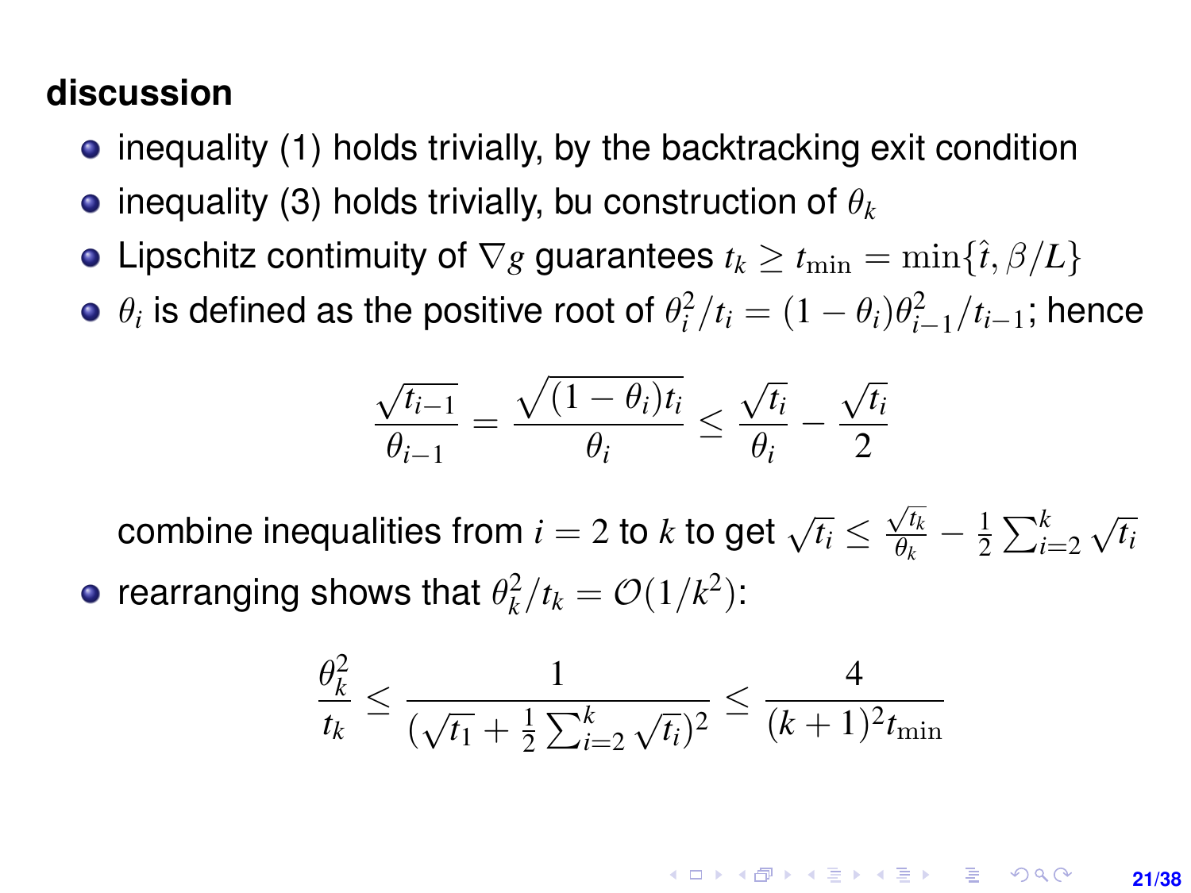**discussion**

- inequality (1) holds trivially, by the backtracking exit condition
- inequality (3) holds trivially, bu construction of $\theta_k$
- Lipschitz contimuity of $\nabla g$ guarantees $t_k \geq t_{\min} = \min\{\hat{t}, \beta/L\}$
- $\theta_i$ is defined as the positive root of $\theta_i^2/t_i = (1-\theta_i)\theta_{i-1}^2/t_{i-1}$; hence

$$\frac{\sqrt{t_{i-1}}}{\theta_{i-1}} = \frac{\sqrt{(1-\theta_i)t_i}}{\theta_i} \leq \frac{\sqrt{t_i}}{\theta_i} - \frac{\sqrt{t_i}}{2}$$

  combine inequalities from $i = 2$ to $k$ to get $\sqrt{t_i} \leq \frac{\sqrt{t_k}}{\theta_k} - \frac{1}{2}\sum_{i=2}^{k}\sqrt{t_i}$

- rearranging shows that $\theta_k^2/t_k = \mathcal{O}(1/k^2)$:

$$\frac{\theta_k^2}{t_k} \leq \frac{1}{(\sqrt{t_1} + \frac{1}{2}\sum_{i=2}^{k}\sqrt{t_i})^2} \leq \frac{4}{(k+1)^2 t_{\min}}$$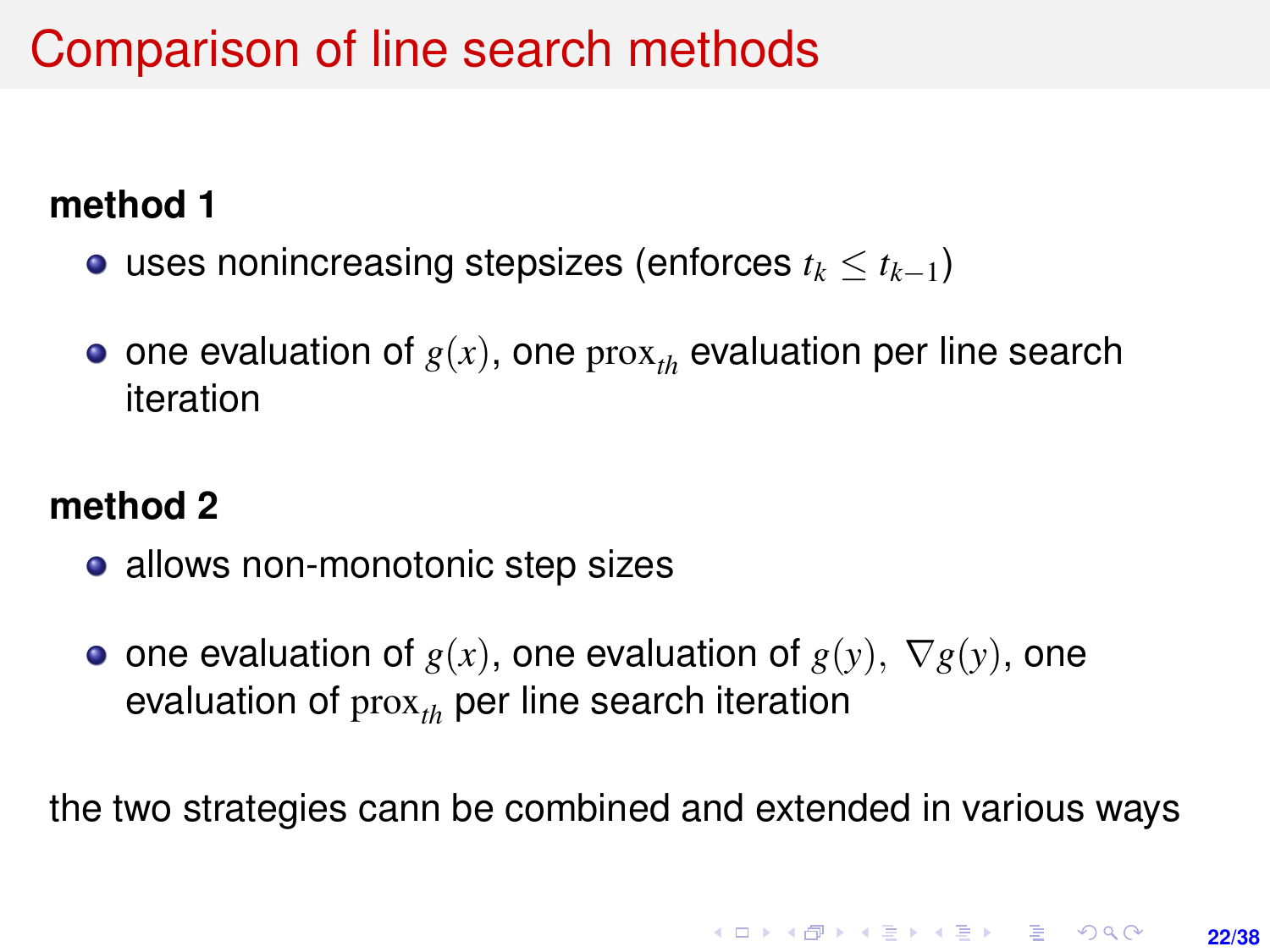# Comparison of line search methods

**method 1**

- uses nonincreasing stepsizes (enforces $t_k \leq t_{k-1}$)
- one evaluation of $g(x)$, one $\text{prox}_{th}$ evaluation per line search iteration

**method 2**

- allows non-monotonic step sizes
- one evaluation of $g(x)$, one evaluation of $g(y)$, $\nabla g(y)$, one evaluation of $\text{prox}_{th}$ per line search iteration

the two strategies cann be combined and extended in various ways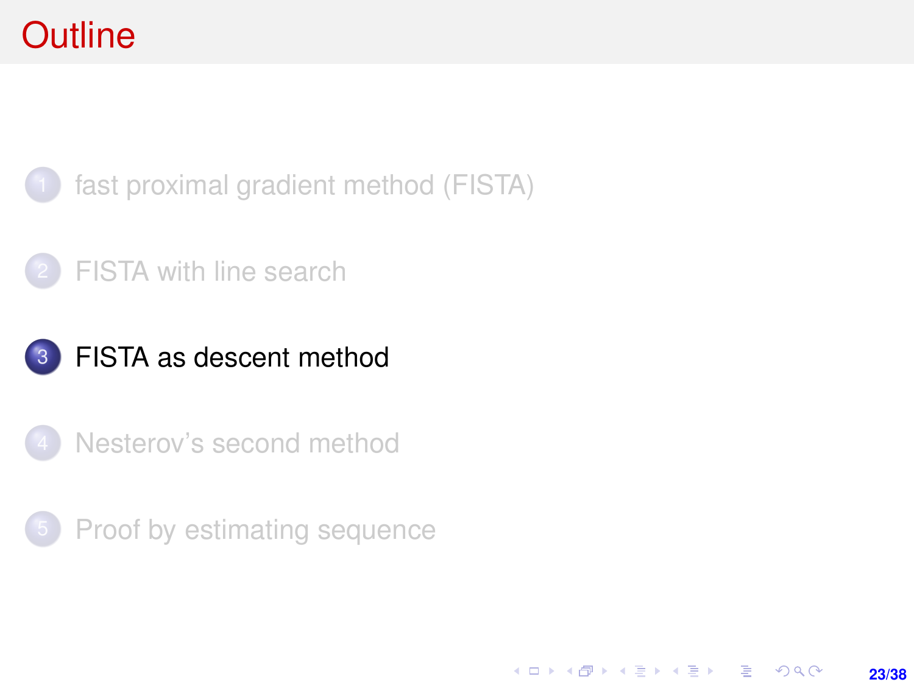# Outline

1. fast proximal gradient method (FISTA)
2. FISTA with line search
3. **FISTA as descent method**
4. Nesterov's second method
5. Proof by estimating sequence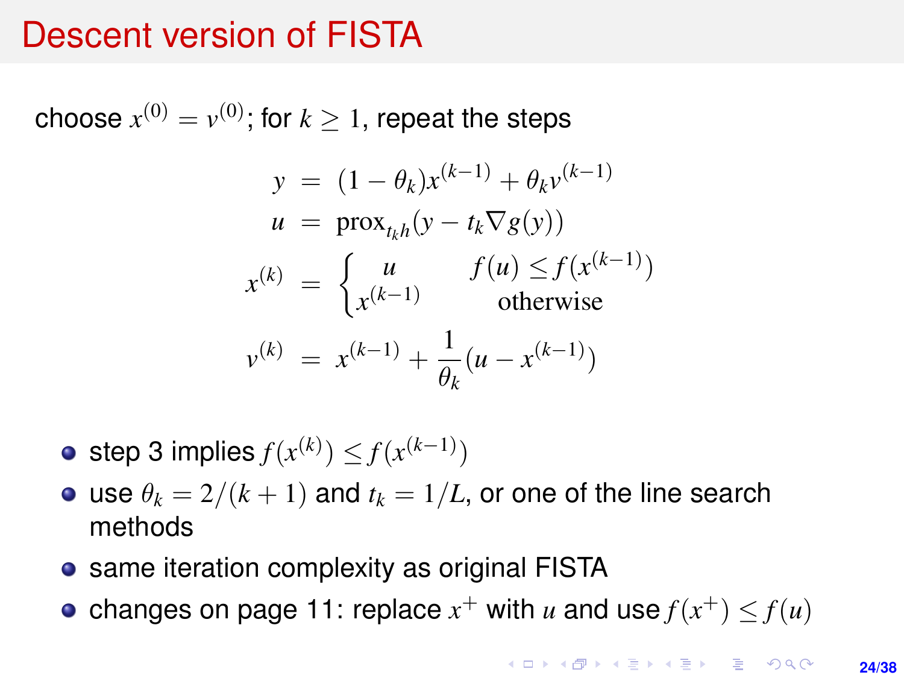# Descent version of FISTA

choose $x^{(0)} = v^{(0)}$; for $k \geq 1$, repeat the steps

$$
\begin{aligned}
y &= (1-\theta_k)x^{(k-1)} + \theta_k v^{(k-1)} \\
u &= \text{prox}_{t_k h}(y - t_k \nabla g(y)) \\
x^{(k)} &= \begin{cases} u & f(u) \leq f(x^{(k-1)}) \\ x^{(k-1)} & \text{otherwise} \end{cases} \\
v^{(k)} &= x^{(k-1)} + \frac{1}{\theta_k}(u - x^{(k-1)})
\end{aligned}
$$

- step 3 implies $f(x^{(k)}) \leq f(x^{(k-1)})$
- use $\theta_k = 2/(k+1)$ and $t_k = 1/L$, or one of the line search methods
- same iteration complexity as original FISTA
- changes on page 11: replace $x^+$ with $u$ and use $f(x^+) \leq f(u)$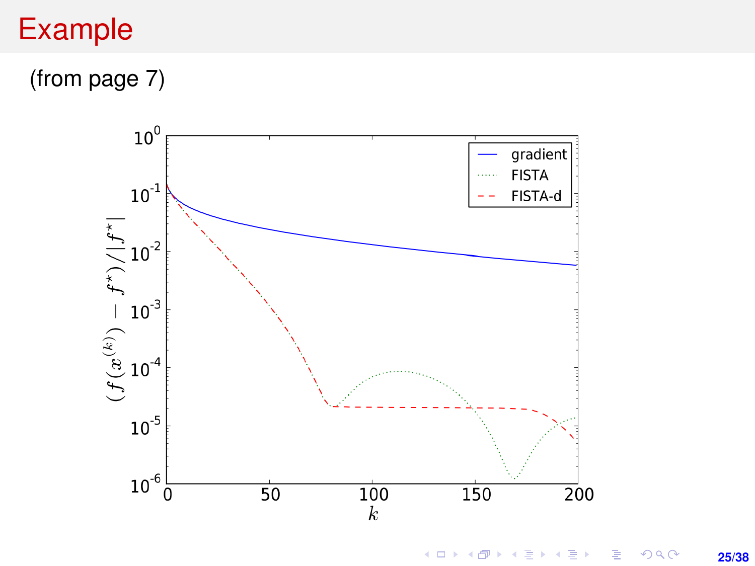# Example

(from page 7)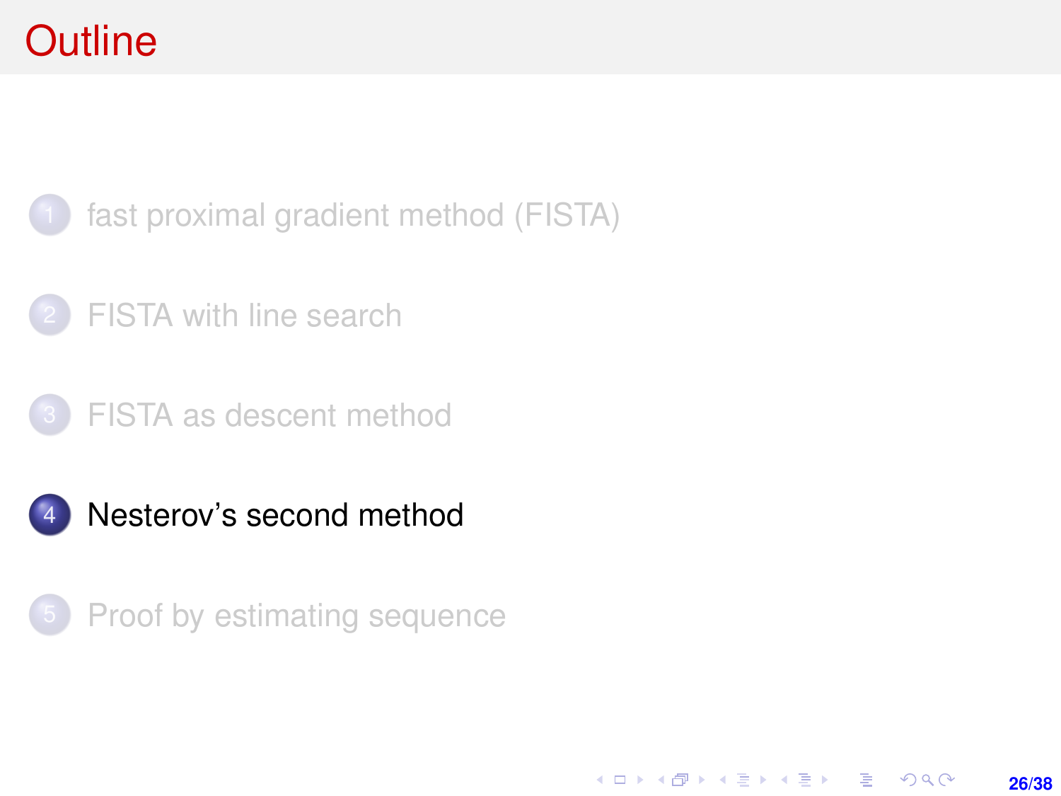# Outline

1. fast proximal gradient method (FISTA)
2. FISTA with line search
3. FISTA as descent method
4. **Nesterov's second method**
5. Proof by estimating sequence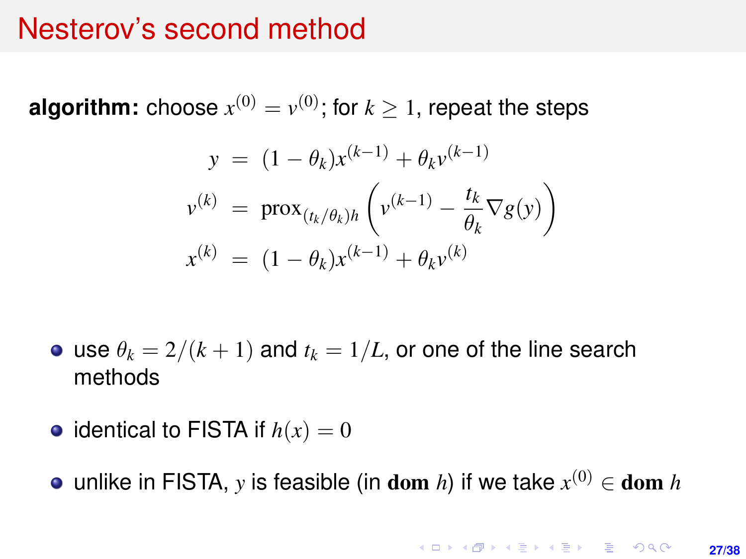# Nesterov's second method

**algorithm:** choose $x^{(0)} = v^{(0)}$; for $k \geq 1$, repeat the steps

$$
\begin{aligned}
y &= (1-\theta_k)x^{(k-1)} + \theta_k v^{(k-1)} \\
v^{(k)} &= \operatorname{prox}_{(t_k/\theta_k)h}\left(v^{(k-1)} - \frac{t_k}{\theta_k}\nabla g(y)\right) \\
x^{(k)} &= (1-\theta_k)x^{(k-1)} + \theta_k v^{(k)}
\end{aligned}
$$

- use $\theta_k = 2/(k+1)$ and $t_k = 1/L$, or one of the line search methods
- identical to FISTA if $h(x) = 0$
- unlike in FISTA, $y$ is feasible (in $\mathbf{dom}\ h$) if we take $x^{(0)} \in \mathbf{dom}\ h$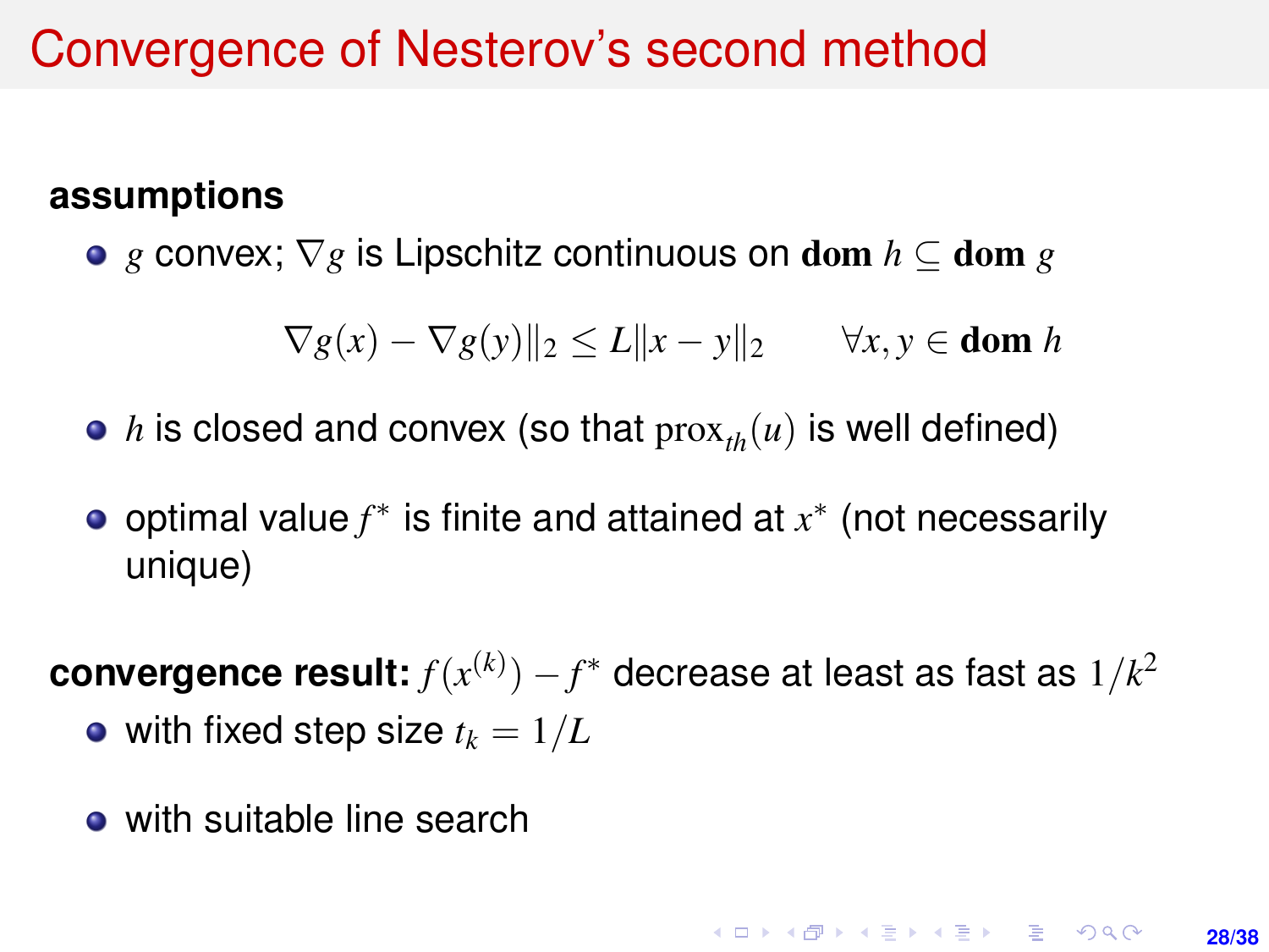# Convergence of Nesterov's second method

**assumptions**

- $g$ convex; $\nabla g$ is Lipschitz continuous on $\mathbf{dom}\, h \subseteq \mathbf{dom}\, g$

$$\nabla g(x) - \nabla g(y)\|_2 \leq L\|x - y\|_2 \qquad \forall x, y \in \mathbf{dom}\, h$$

- $h$ is closed and convex (so that $\text{prox}_{th}(u)$ is well defined)

- optimal value $f^*$ is finite and attained at $x^*$ (not necessarily unique)

**convergence result:** $f(x^{(k)}) - f^*$ decrease at least as fast as $1/k^2$

- with fixed step size $t_k = 1/L$

- with suitable line search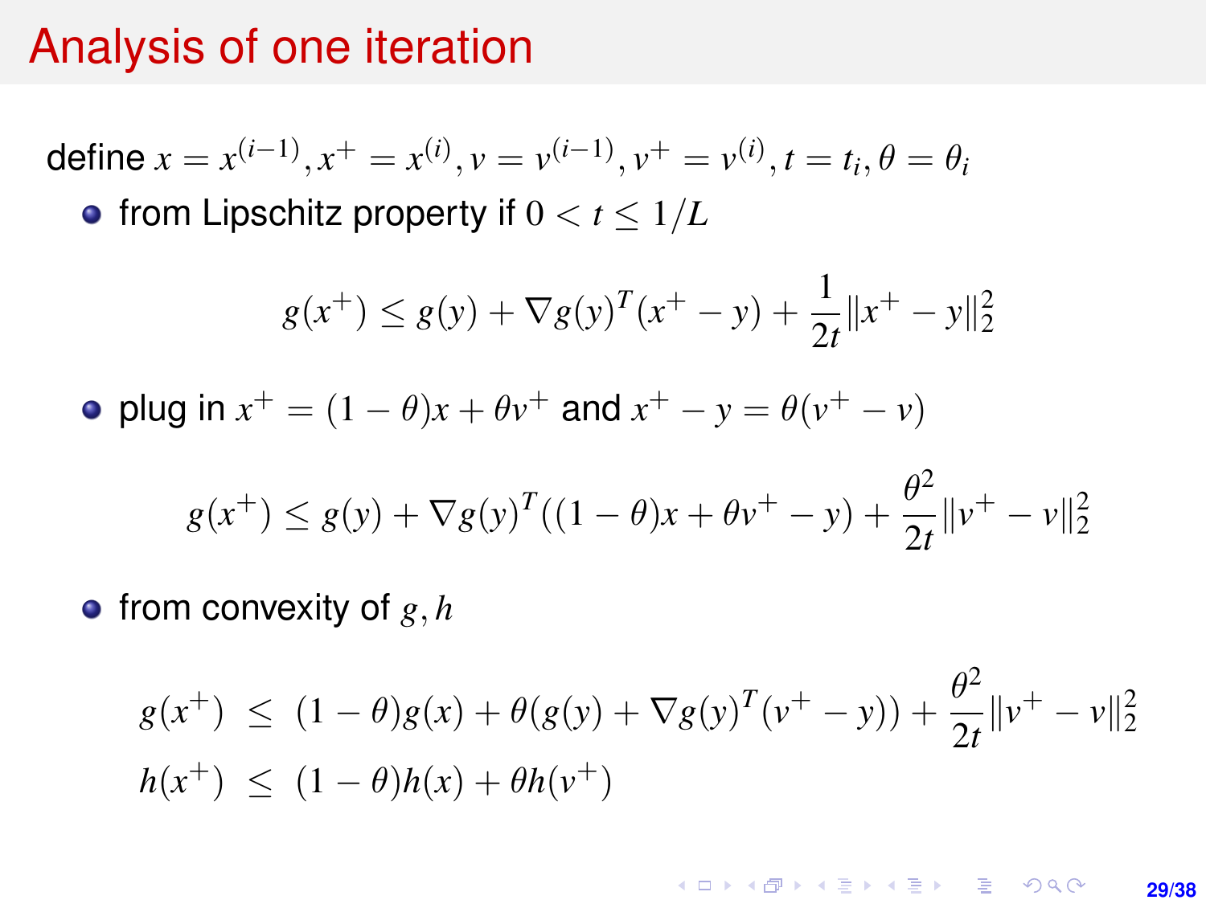# Analysis of one iteration

define $x = x^{(i-1)}, x^+ = x^{(i)}, v = v^{(i-1)}, v^+ = v^{(i)}, t = t_i, \theta = \theta_i$

- from Lipschitz property if $0 < t \leq 1/L$

$$g(x^+) \leq g(y) + \nabla g(y)^T(x^+ - y) + \frac{1}{2t}\|x^+ - y\|_2^2$$

- plug in $x^+ = (1-\theta)x + \theta v^+$ and $x^+ - y = \theta(v^+ - v)$

$$g(x^+) \leq g(y) + \nabla g(y)^T((1-\theta)x + \theta v^+ - y) + \frac{\theta^2}{2t}\|v^+ - v\|_2^2$$

- from convexity of $g, h$

$$\begin{aligned}
g(x^+) &\leq (1-\theta)g(x) + \theta(g(y) + \nabla g(y)^T(v^+ - y)) + \frac{\theta^2}{2t}\|v^+ - v\|_2^2 \\
h(x^+) &\leq (1-\theta)h(x) + \theta h(v^+)
\end{aligned}$$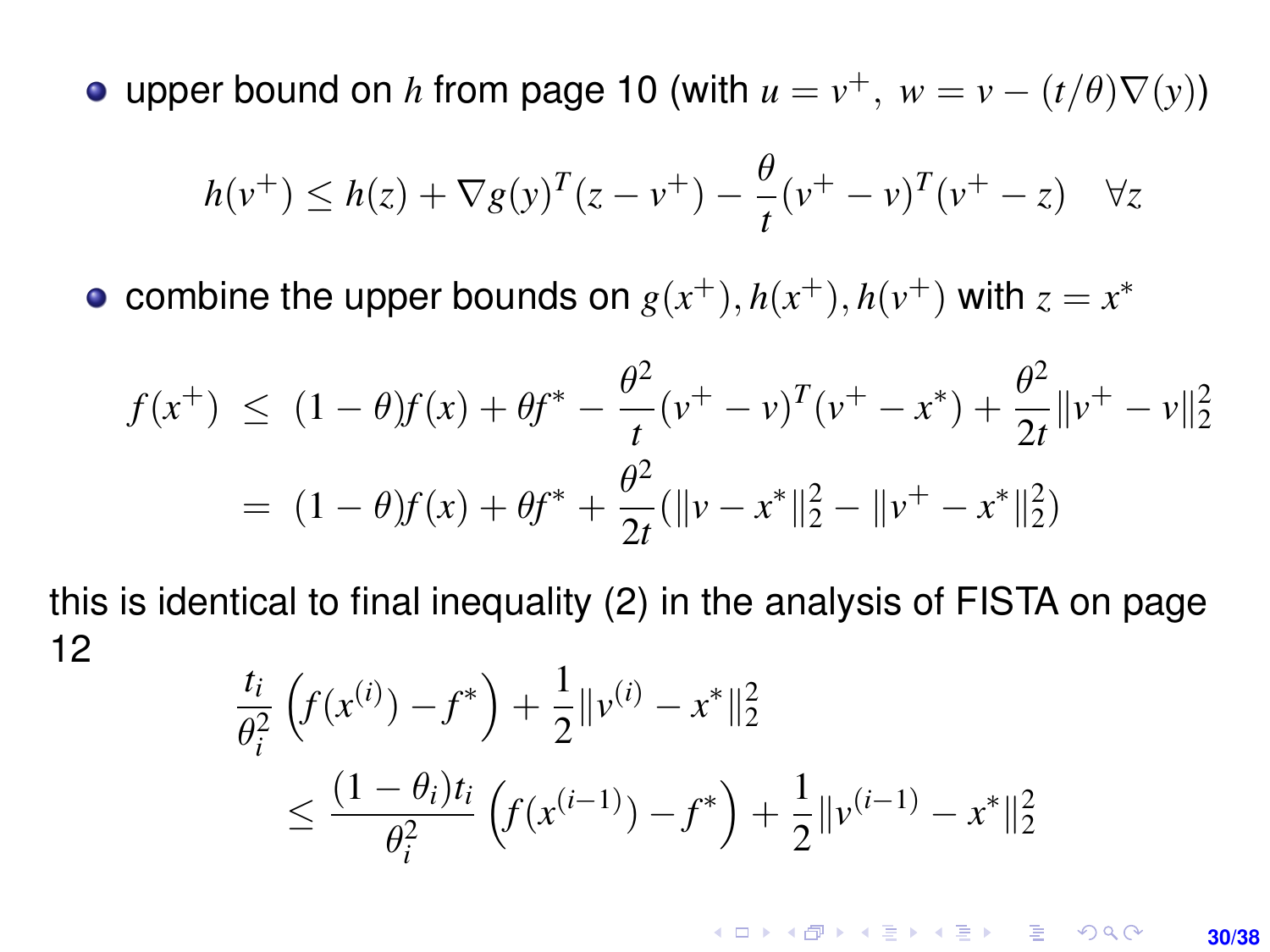- upper bound on $h$ from page 10 (with $u = v^+,\ w = v - (t/\theta)\nabla(y)$)

$$h(v^+) \leq h(z) + \nabla g(y)^T(z - v^+) - \frac{\theta}{t}(v^+ - v)^T(v^+ - z) \quad \forall z$$

- combine the upper bounds on $g(x^+), h(x^+), h(v^+)$ with $z = x^*$

$$\begin{aligned} f(x^+) &\leq (1-\theta)f(x) + \theta f^* - \frac{\theta^2}{t}(v^+ - v)^T(v^+ - x^*) + \frac{\theta^2}{2t}\|v^+ - v\|_2^2 \\ &= (1-\theta)f(x) + \theta f^* + \frac{\theta^2}{2t}(\|v - x^*\|_2^2 - \|v^+ - x^*\|_2^2) \end{aligned}$$

this is identical to final inequality (2) in the analysis of FISTA on page 12

$$\begin{aligned} &\frac{t_i}{\theta_i^2}\left(f(x^{(i)}) - f^*\right) + \frac{1}{2}\|v^{(i)} - x^*\|_2^2 \\ &\qquad \leq \frac{(1-\theta_i)t_i}{\theta_i^2}\left(f(x^{(i-1)}) - f^*\right) + \frac{1}{2}\|v^{(i-1)} - x^*\|_2^2 \end{aligned}$$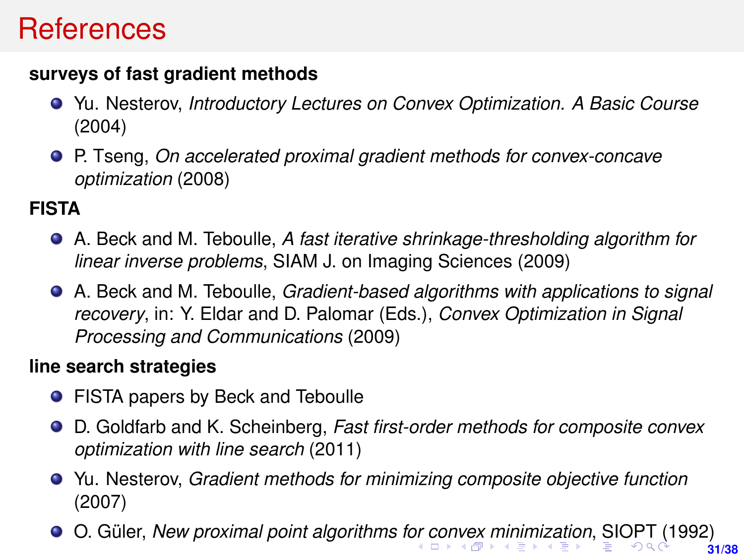# References

**surveys of fast gradient methods**

- Yu. Nesterov, *Introductory Lectures on Convex Optimization. A Basic Course* (2004)
- P. Tseng, *On accelerated proximal gradient methods for convex-concave optimization* (2008)

**FISTA**

- A. Beck and M. Teboulle, *A fast iterative shrinkage-thresholding algorithm for linear inverse problems*, SIAM J. on Imaging Sciences (2009)
- A. Beck and M. Teboulle, *Gradient-based algorithms with applications to signal recovery*, in: Y. Eldar and D. Palomar (Eds.), *Convex Optimization in Signal Processing and Communications* (2009)

**line search strategies**

- FISTA papers by Beck and Teboulle
- D. Goldfarb and K. Scheinberg, *Fast first-order methods for composite convex optimization with line search* (2011)
- Yu. Nesterov, *Gradient methods for minimizing composite objective function* (2007)
- O. Güler, *New proximal point algorithms for convex minimization*, SIOPT (1992)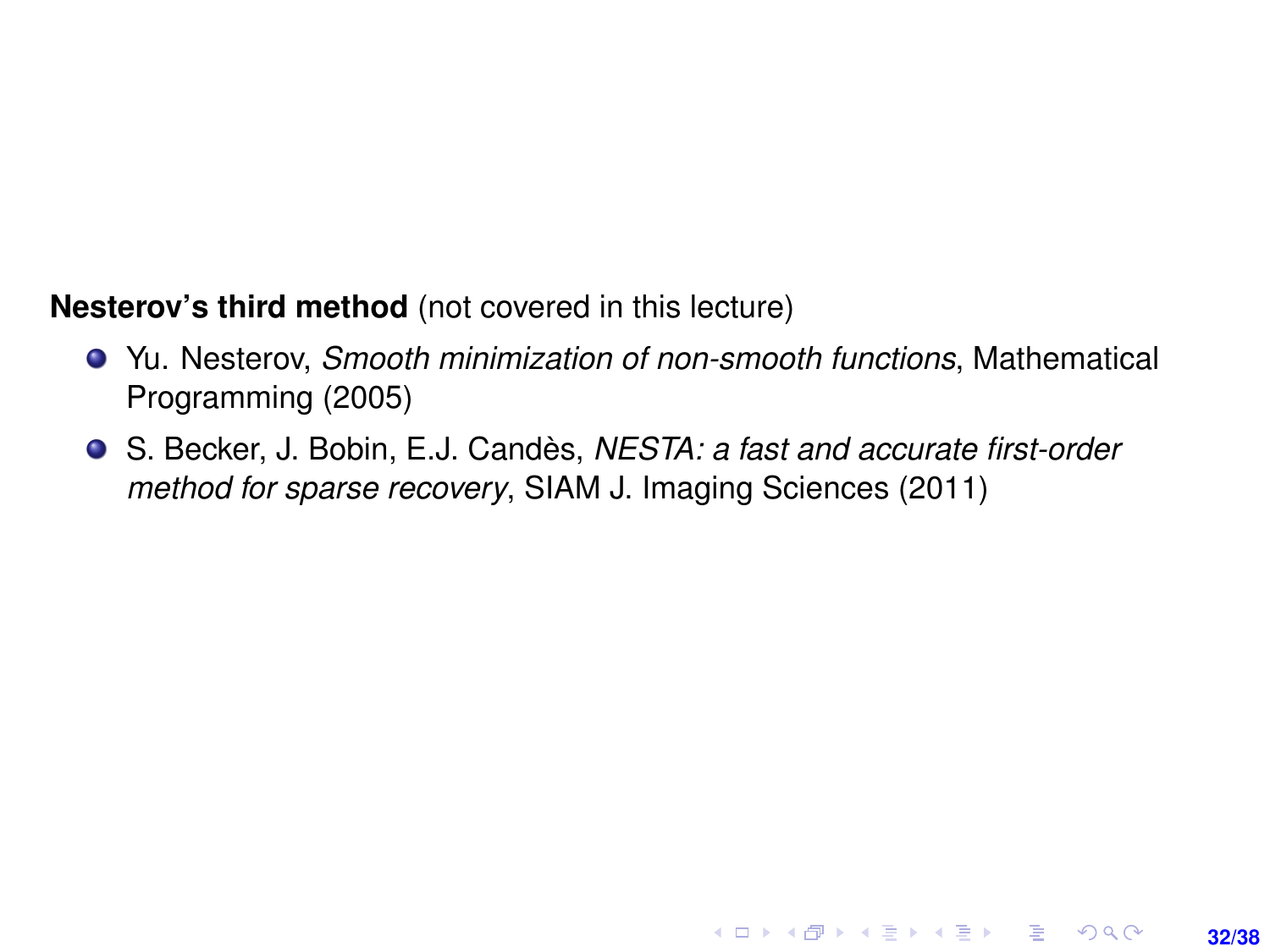**Nesterov's third method** (not covered in this lecture)

- Yu. Nesterov, *Smooth minimization of non-smooth functions*, Mathematical Programming (2005)
- S. Becker, J. Bobin, E.J. Candès, *NESTA: a fast and accurate first-order method for sparse recovery*, SIAM J. Imaging Sciences (2011)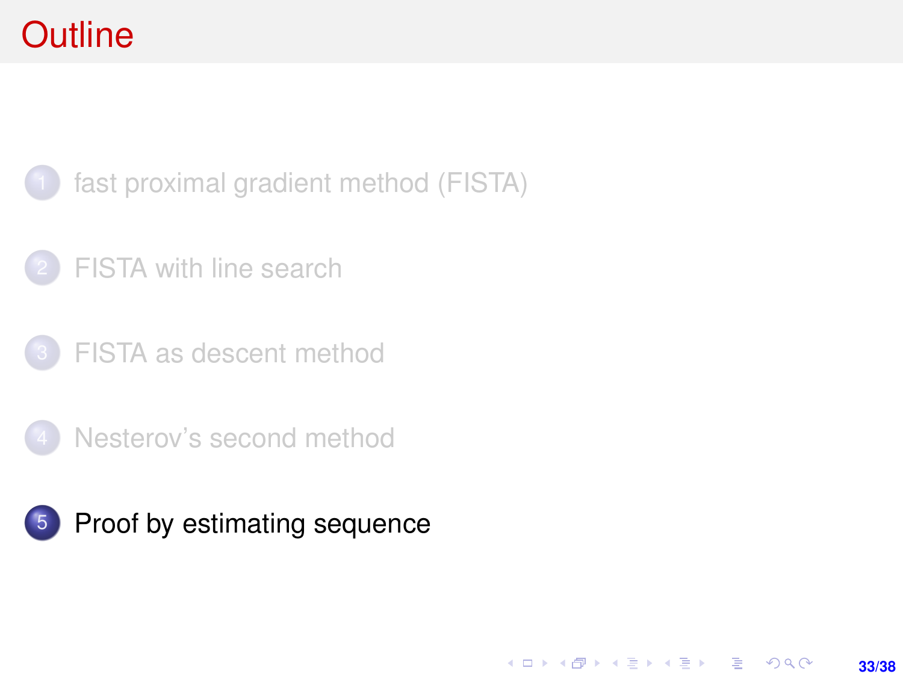# Outline

1. fast proximal gradient method (FISTA)
2. FISTA with line search
3. FISTA as descent method
4. Nesterov's second method
5. Proof by estimating sequence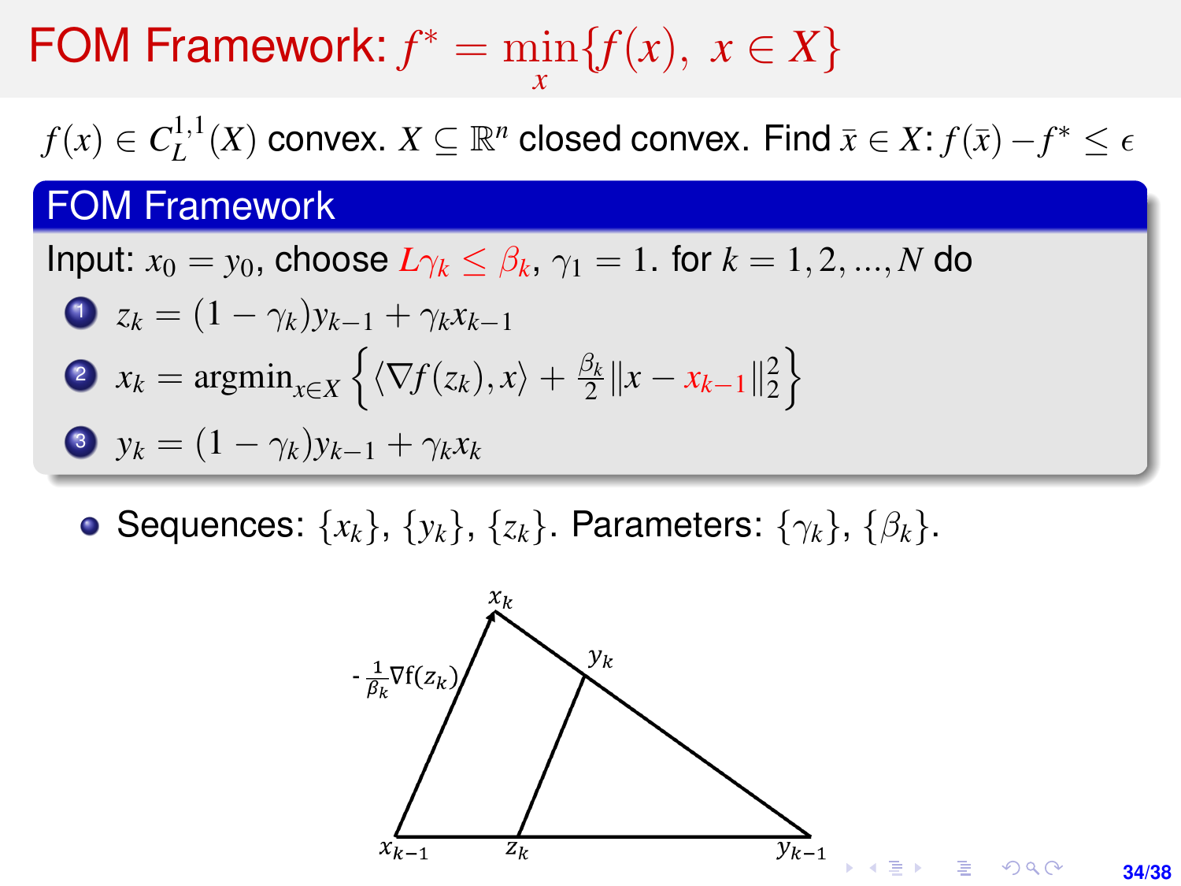# FOM Framework: $f^* = \min_x \{f(x),\ x \in X\}$

$f(x) \in C_L^{1,1}(X)$ convex. $X \subseteq \mathbb{R}^n$ closed convex. Find $\bar{x} \in X$: $f(\bar{x}) - f^* \leq \epsilon$

## FOM Framework

Input: $x_0 = y_0$, choose $L\gamma_k \leq \beta_k$, $\gamma_1 = 1$. for $k = 1, 2, ..., N$ do

1. $z_k = (1 - \gamma_k)y_{k-1} + \gamma_k x_{k-1}$
2. $x_k = \text{argmin}_{x \in X} \left\{ \langle \nabla f(z_k), x \rangle + \frac{\beta_k}{2} \|x - x_{k-1}\|_2^2 \right\}$
3. $y_k = (1 - \gamma_k)y_{k-1} + \gamma_k x_k$

- Sequences: $\{x_k\}$, $\{y_k\}$, $\{z_k\}$. Parameters: $\{\gamma_k\}$, $\{\beta_k\}$.

$x_k$

$-\frac{1}{\beta_k}\nabla f(z_k)$ $\quad y_k$

$x_{k-1} \quad z_k \quad y_{k-1}$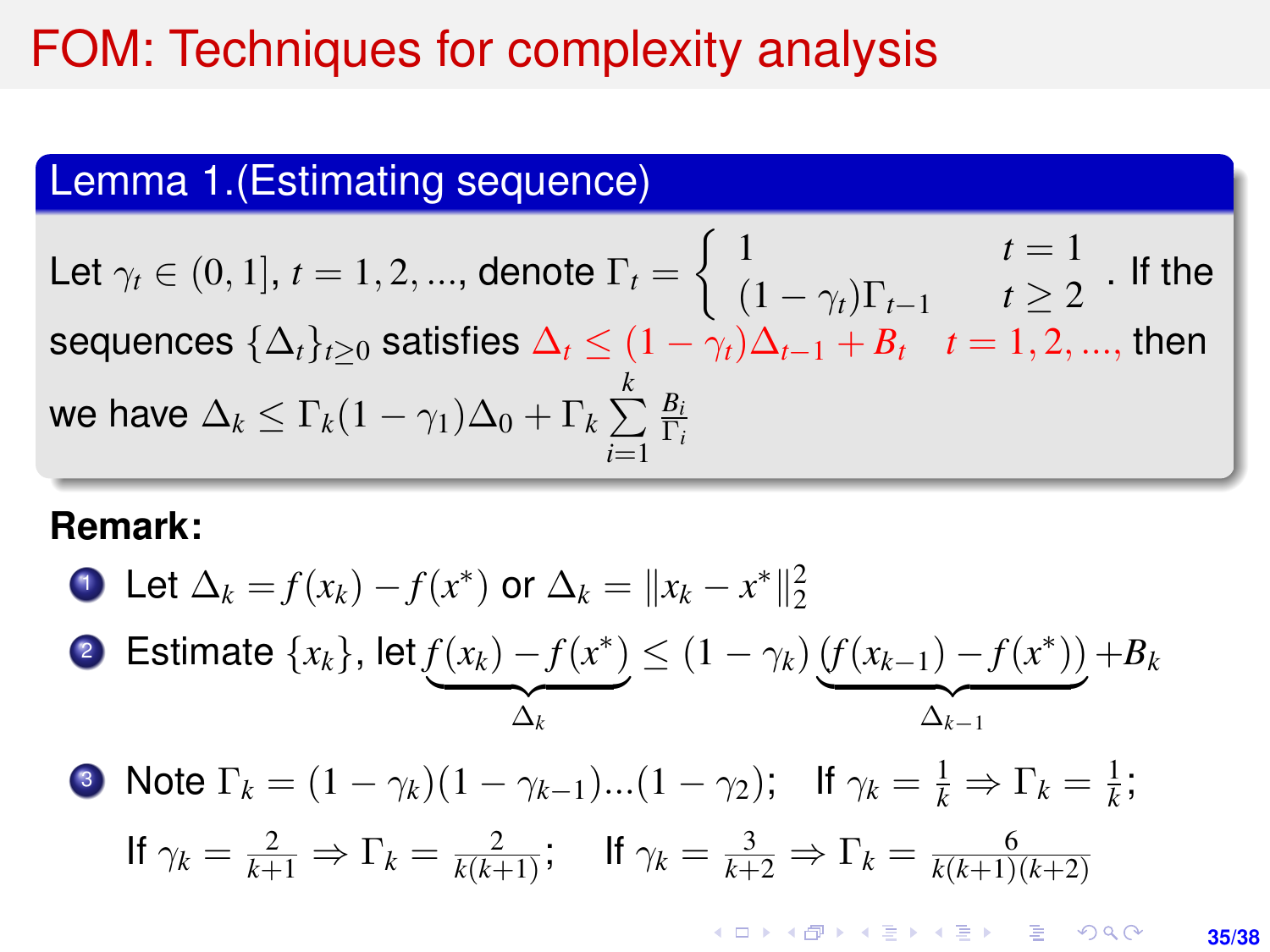# FOM: Techniques for complexity analysis

**Lemma 1.(Estimating sequence)**

Let $\gamma_t \in (0, 1]$, $t = 1, 2, ...$, denote $\Gamma_t = \begin{cases} 1 & t = 1 \\ (1 - \gamma_t)\Gamma_{t-1} & t \geq 2 \end{cases}$. If the sequences $\{\Delta_t\}_{t \geq 0}$ satisfies $\Delta_t \leq (1 - \gamma_t)\Delta_{t-1} + B_t \quad t = 1, 2, ...,$ then we have $\Delta_k \leq \Gamma_k(1 - \gamma_1)\Delta_0 + \Gamma_k \sum_{i=1}^{k} \frac{B_i}{\Gamma_i}$

**Remark:**

1. Let $\Delta_k = f(x_k) - f(x^*)$ or $\Delta_k = \|x_k - x^*\|_2^2$
2. Estimate $\{x_k\}$, let $\underbrace{f(x_k) - f(x^*)}_{\Delta_k} \leq (1 - \gamma_k) \underbrace{(f(x_{k-1}) - f(x^*))}_{\Delta_{k-1}} + B_k$
3. Note $\Gamma_k = (1 - \gamma_k)(1 - \gamma_{k-1})...(1 - \gamma_2)$; If $\gamma_k = \frac{1}{k} \Rightarrow \Gamma_k = \frac{1}{k}$;

   If $\gamma_k = \frac{2}{k+1} \Rightarrow \Gamma_k = \frac{2}{k(k+1)}$; If $\gamma_k = \frac{3}{k+2} \Rightarrow \Gamma_k = \frac{6}{k(k+1)(k+2)}$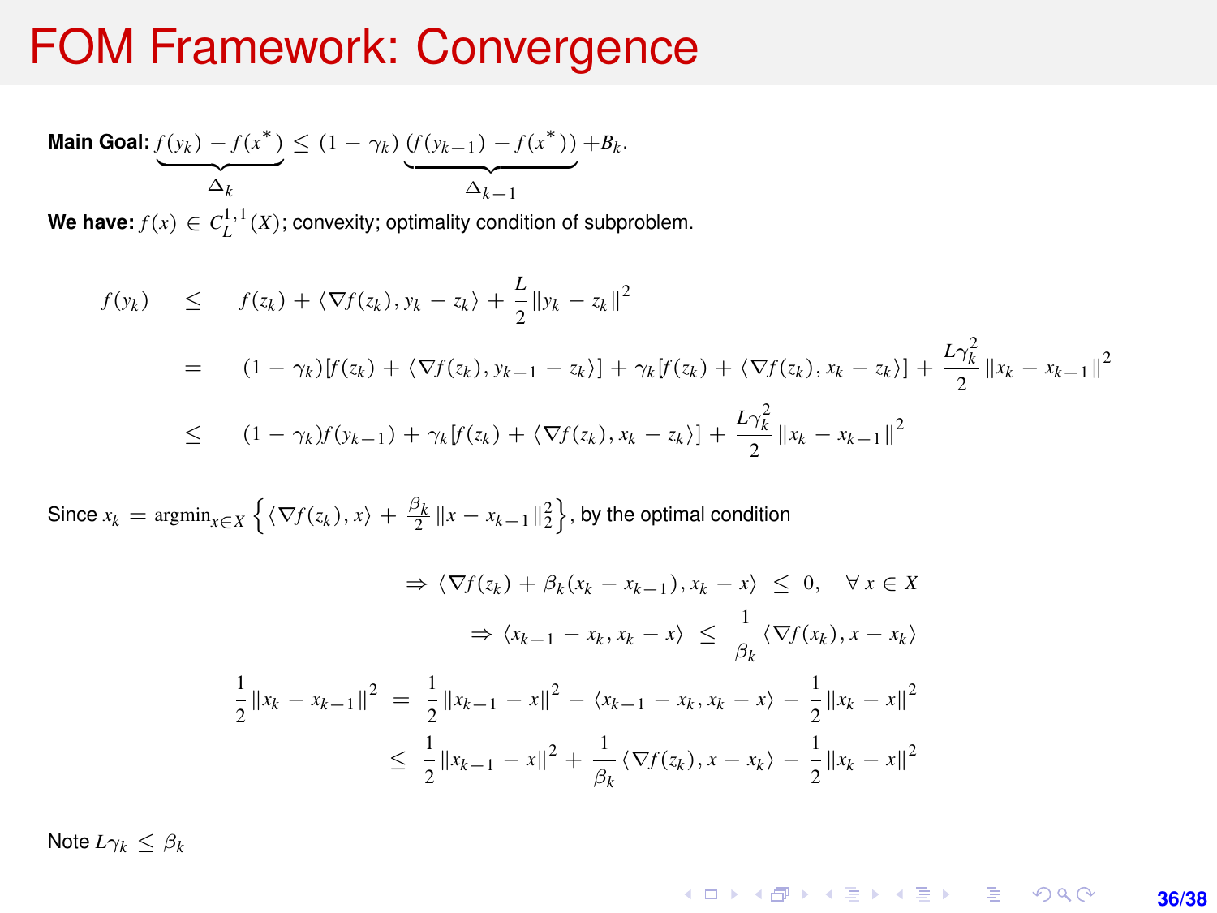# FOM Framework: Convergence

**Main Goal:** $\underbrace{f(y_k) - f(x^*)}_{\Delta_k} \leq (1 - \gamma_k) \underbrace{(f(y_{k-1}) - f(x^*))}_{\Delta_{k-1}} + B_k.$

**We have:** $f(x) \in C_L^{1,1}(X)$; convexity; optimality condition of subproblem.

$$
\begin{aligned}
f(y_k) &\leq f(z_k) + \langle \nabla f(z_k), y_k - z_k \rangle + \frac{L}{2} \|y_k - z_k\|^2 \\
&= (1 - \gamma_k)[f(z_k) + \langle \nabla f(z_k), y_{k-1} - z_k \rangle] + \gamma_k [f(z_k) + \langle \nabla f(z_k), x_k - z_k \rangle] + \frac{L\gamma_k^2}{2} \|x_k - x_{k-1}\|^2 \\
&\leq (1 - \gamma_k) f(y_{k-1}) + \gamma_k [f(z_k) + \langle \nabla f(z_k), x_k - z_k \rangle] + \frac{L\gamma_k^2}{2} \|x_k - x_{k-1}\|^2
\end{aligned}
$$

Since $x_k = \mathrm{argmin}_{x \in X} \left\{ \langle \nabla f(z_k), x \rangle + \frac{\beta_k}{2} \|x - x_{k-1}\|_2^2 \right\}$, by the optimal condition

$$
\begin{aligned}
\Rightarrow \langle \nabla f(z_k) + \beta_k (x_k - x_{k-1}), x_k - x \rangle &\leq 0, \quad \forall\, x \in X \\
\Rightarrow \langle x_{k-1} - x_k, x_k - x \rangle &\leq \frac{1}{\beta_k} \langle \nabla f(x_k), x - x_k \rangle
\end{aligned}
$$

$$
\begin{aligned}
\frac{1}{2} \|x_k - x_{k-1}\|^2 &= \frac{1}{2} \|x_{k-1} - x\|^2 - \langle x_{k-1} - x_k, x_k - x \rangle - \frac{1}{2} \|x_k - x\|^2 \\
&\leq \frac{1}{2} \|x_{k-1} - x\|^2 + \frac{1}{\beta_k} \langle \nabla f(z_k), x - x_k \rangle - \frac{1}{2} \|x_k - x\|^2
\end{aligned}
$$

Note $L\gamma_k \leq \beta_k$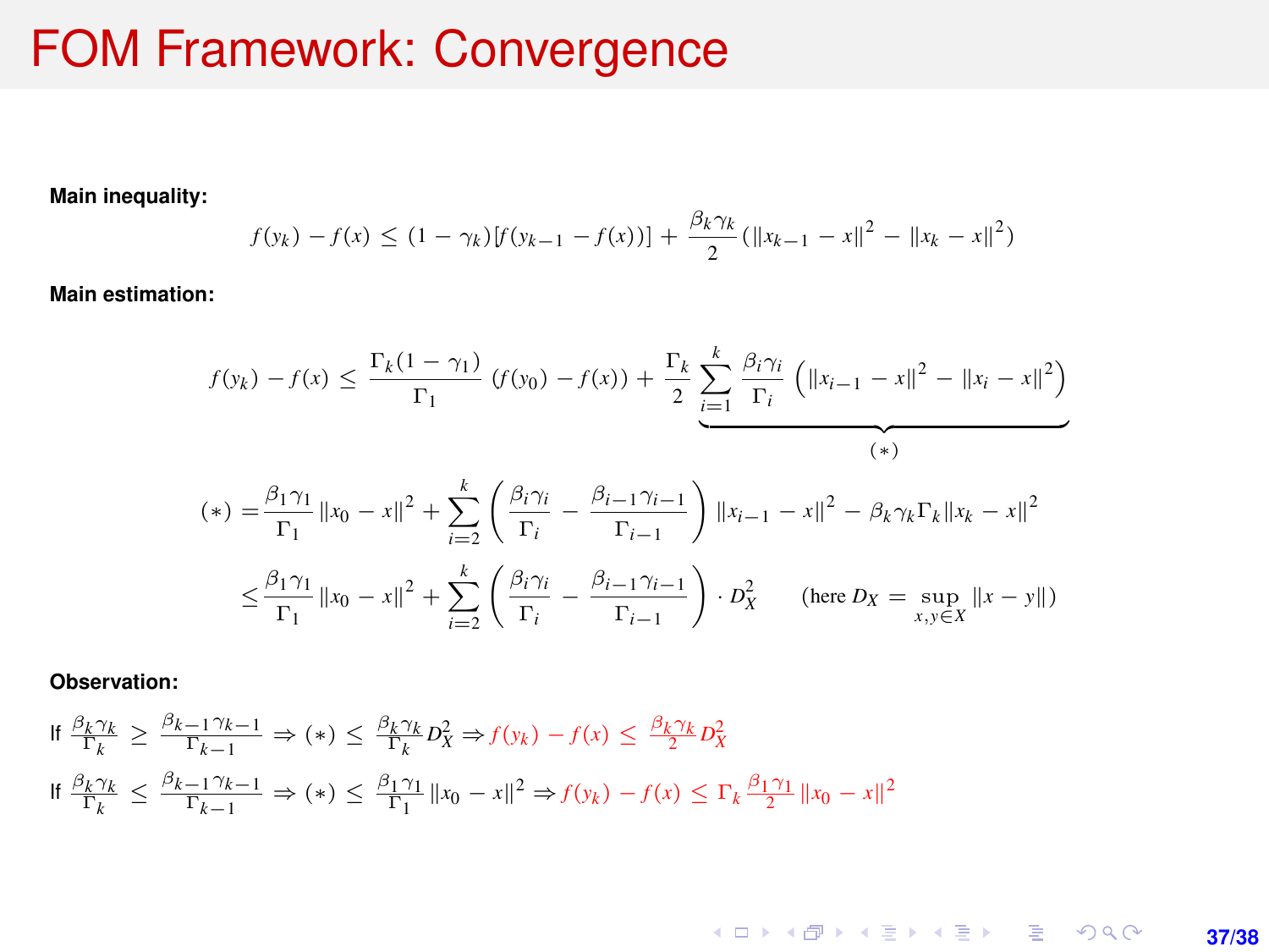# FOM Framework: Convergence

**Main inequality:**

$$f(y_k) - f(x) \leq (1 - \gamma_k)[f(y_{k-1} - f(x))] + \frac{\beta_k \gamma_k}{2}(\|x_{k-1} - x\|^2 - \|x_k - x\|^2)$$

**Main estimation:**

$$f(y_k) - f(x) \leq \frac{\Gamma_k(1 - \gamma_1)}{\Gamma_1}(f(y_0) - f(x)) + \frac{\Gamma_k}{2} \underbrace{\sum_{i=1}^{k} \frac{\beta_i \gamma_i}{\Gamma_i}\left(\|x_{i-1} - x\|^2 - \|x_i - x\|^2\right)}_{(*)}$$

$$(*) = \frac{\beta_1 \gamma_1}{\Gamma_1}\|x_0 - x\|^2 + \sum_{i=2}^{k}\left(\frac{\beta_i \gamma_i}{\Gamma_i} - \frac{\beta_{i-1}\gamma_{i-1}}{\Gamma_{i-1}}\right)\|x_{i-1} - x\|^2 - \beta_k \gamma_k \Gamma_k \|x_k - x\|^2$$

$$\leq \frac{\beta_1 \gamma_1}{\Gamma_1}\|x_0 - x\|^2 + \sum_{i=2}^{k}\left(\frac{\beta_i \gamma_i}{\Gamma_i} - \frac{\beta_{i-1}\gamma_{i-1}}{\Gamma_{i-1}}\right) \cdot D_X^2 \qquad (\text{here } D_X = \sup_{x,y \in X}\|x - y\|)$$

**Observation:**

If $\frac{\beta_k \gamma_k}{\Gamma_k} \geq \frac{\beta_{k-1}\gamma_{k-1}}{\Gamma_{k-1}} \Rightarrow (*) \leq \frac{\beta_k \gamma_k}{\Gamma_k} D_X^2 \Rightarrow f(y_k) - f(x) \leq \frac{\beta_k \gamma_k}{2} D_X^2$

If $\frac{\beta_k \gamma_k}{\Gamma_k} \leq \frac{\beta_{k-1}\gamma_{k-1}}{\Gamma_{k-1}} \Rightarrow (*) \leq \frac{\beta_1 \gamma_1}{\Gamma_1}\|x_0 - x\|^2 \Rightarrow f(y_k) - f(x) \leq \Gamma_k \frac{\beta_1 \gamma_1}{2}\|x_0 - x\|^2$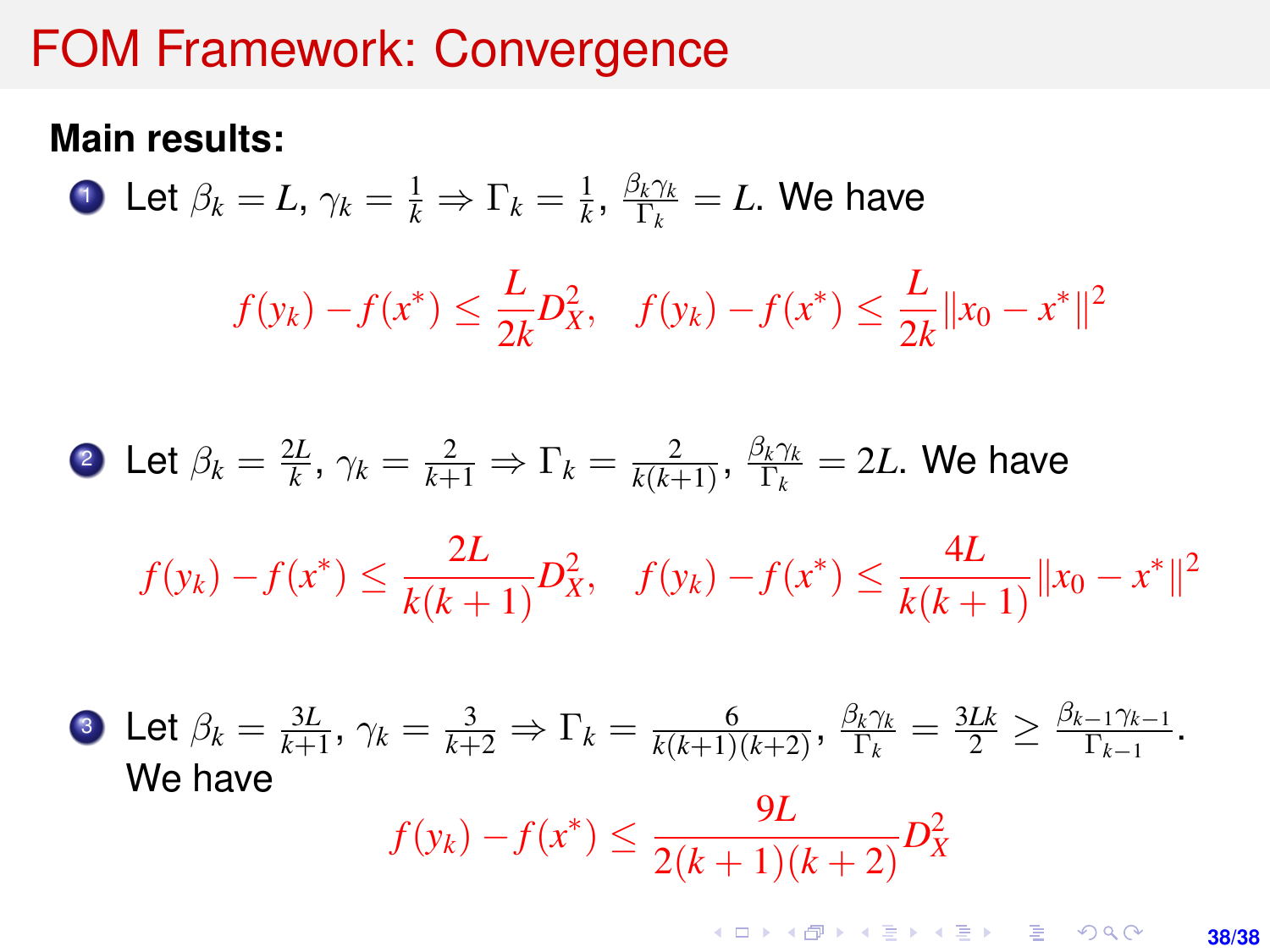# FOM Framework: Convergence

**Main results:**

1. Let $\beta_k = L$, $\gamma_k = \frac{1}{k} \Rightarrow \Gamma_k = \frac{1}{k}$, $\frac{\beta_k \gamma_k}{\Gamma_k} = L$. We have

$$f(y_k) - f(x^*) \leq \frac{L}{2k} D_X^2, \quad f(y_k) - f(x^*) \leq \frac{L}{2k} \|x_0 - x^*\|^2$$

2. Let $\beta_k = \frac{2L}{k}$, $\gamma_k = \frac{2}{k+1} \Rightarrow \Gamma_k = \frac{2}{k(k+1)}$, $\frac{\beta_k \gamma_k}{\Gamma_k} = 2L$. We have

$$f(y_k) - f(x^*) \leq \frac{2L}{k(k+1)} D_X^2, \quad f(y_k) - f(x^*) \leq \frac{4L}{k(k+1)} \|x_0 - x^*\|^2$$

3. Let $\beta_k = \frac{3L}{k+1}$, $\gamma_k = \frac{3}{k+2} \Rightarrow \Gamma_k = \frac{6}{k(k+1)(k+2)}$, $\frac{\beta_k \gamma_k}{\Gamma_k} = \frac{3Lk}{2} \geq \frac{\beta_{k-1}\gamma_{k-1}}{\Gamma_{k-1}}$. We have

$$f(y_k) - f(x^*) \leq \frac{9L}{2(k+1)(k+2)} D_X^2$$